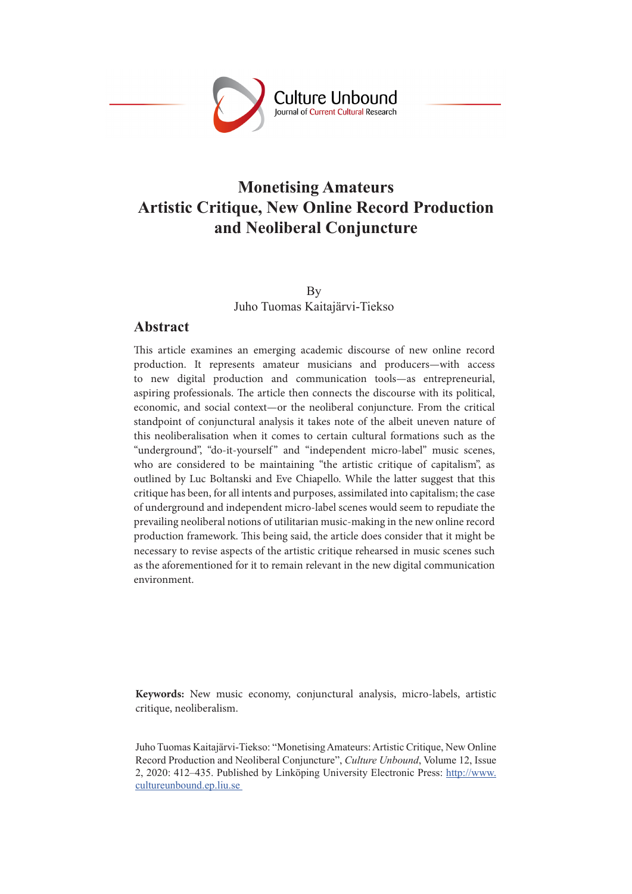# Monetising Amateurs
# Artistic Critique, New Online Record Production and Neoliberal Conjuncture

By
Juho Tuomas Kaitajärvi-Tiekso

## Abstract

This article examines an emerging academic discourse of new online record production. It represents amateur musicians and producers—with access to new digital production and communication tools—as entrepreneurial, aspiring professionals. The article then connects the discourse with its political, economic, and social context—or the neoliberal conjuncture. From the critical standpoint of conjunctural analysis it takes note of the albeit uneven nature of this neoliberalisation when it comes to certain cultural formations such as the "underground", "do-it-yourself" and "independent micro-label" music scenes, who are considered to be maintaining "the artistic critique of capitalism", as outlined by Luc Boltanski and Eve Chiapello. While the latter suggest that this critique has been, for all intents and purposes, assimilated into capitalism; the case of underground and independent micro-label scenes would seem to repudiate the prevailing neoliberal notions of utilitarian music-making in the new online record production framework. This being said, the article does consider that it might be necessary to revise aspects of the artistic critique rehearsed in music scenes such as the aforementioned for it to remain relevant in the new digital communication environment.

**Keywords:** New music economy, conjunctural analysis, micro-labels, artistic critique, neoliberalism.

Juho Tuomas Kaitajärvi-Tiekso: "Monetising Amateurs: Artistic Critique, New Online Record Production and Neoliberal Conjuncture", *Culture Unbound*, Volume 12, Issue 2, 2020: 412–435. Published by Linköping University Electronic Press: http://www.cultureunbound.ep.liu.se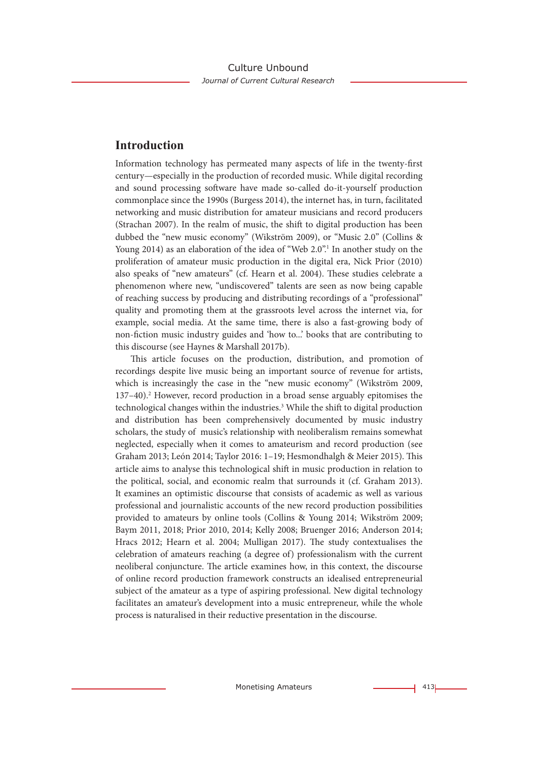## Introduction

Information technology has permeated many aspects of life in the twenty-first century—especially in the production of recorded music. While digital recording and sound processing software have made so-called do-it-yourself production commonplace since the 1990s (Burgess 2014), the internet has, in turn, facilitated networking and music distribution for amateur musicians and record producers (Strachan 2007). In the realm of music, the shift to digital production has been dubbed the "new music economy" (Wikström 2009), or "Music 2.0" (Collins & Young 2014) as an elaboration of the idea of "Web 2.0".[1] In another study on the proliferation of amateur music production in the digital era, Nick Prior (2010) also speaks of "new amateurs" (cf. Hearn et al. 2004). These studies celebrate a phenomenon where new, "undiscovered" talents are seen as now being capable of reaching success by producing and distributing recordings of a "professional" quality and promoting them at the grassroots level across the internet via, for example, social media. At the same time, there is also a fast-growing body of non-fiction music industry guides and 'how to...' books that are contributing to this discourse (see Haynes & Marshall 2017b).

This article focuses on the production, distribution, and promotion of recordings despite live music being an important source of revenue for artists, which is increasingly the case in the "new music economy" (Wikström 2009, 137–40).[2] However, record production in a broad sense arguably epitomises the technological changes within the industries.[3] While the shift to digital production and distribution has been comprehensively documented by music industry scholars, the study of music's relationship with neoliberalism remains somewhat neglected, especially when it comes to amateurism and record production (see Graham 2013; León 2014; Taylor 2016: 1–19; Hesmondhalgh & Meier 2015). This article aims to analyse this technological shift in music production in relation to the political, social, and economic realm that surrounds it (cf. Graham 2013). It examines an optimistic discourse that consists of academic as well as various professional and journalistic accounts of the new record production possibilities provided to amateurs by online tools (Collins & Young 2014; Wikström 2009; Baym 2011, 2018; Prior 2010, 2014; Kelly 2008; Bruenger 2016; Anderson 2014; Hracs 2012; Hearn et al. 2004; Mulligan 2017). The study contextualises the celebration of amateurs reaching (a degree of) professionalism with the current neoliberal conjuncture. The article examines how, in this context, the discourse of online record production framework constructs an idealised entrepreneurial subject of the amateur as a type of aspiring professional. New digital technology facilitates an amateur's development into a music entrepreneur, while the whole process is naturalised in their reductive presentation in the discourse.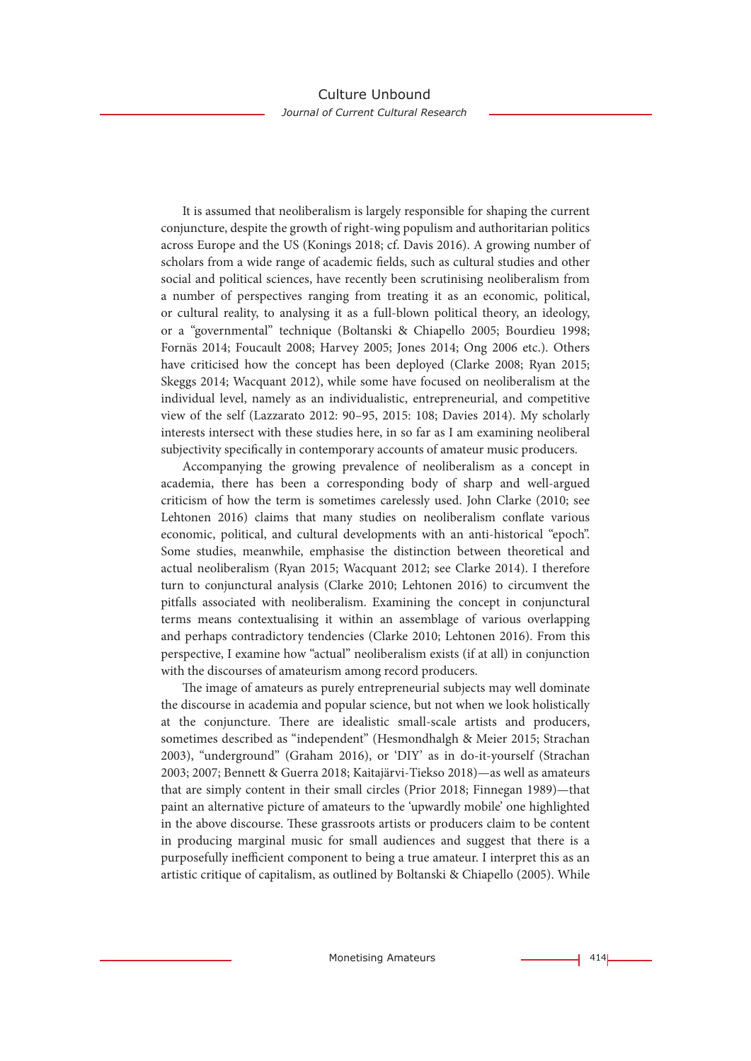It is assumed that neoliberalism is largely responsible for shaping the current conjuncture, despite the growth of right-wing populism and authoritarian politics across Europe and the US (Konings 2018; cf. Davis 2016). A growing number of scholars from a wide range of academic fields, such as cultural studies and other social and political sciences, have recently been scrutinising neoliberalism from a number of perspectives ranging from treating it as an economic, political, or cultural reality, to analysing it as a full-blown political theory, an ideology, or a "governmental" technique (Boltanski & Chiapello 2005; Bourdieu 1998; Fornäs 2014; Foucault 2008; Harvey 2005; Jones 2014; Ong 2006 etc.). Others have criticised how the concept has been deployed (Clarke 2008; Ryan 2015; Skeggs 2014; Wacquant 2012), while some have focused on neoliberalism at the individual level, namely as an individualistic, entrepreneurial, and competitive view of the self (Lazzarato 2012: 90–95, 2015: 108; Davies 2014). My scholarly interests intersect with these studies here, in so far as I am examining neoliberal subjectivity specifically in contemporary accounts of amateur music producers.

Accompanying the growing prevalence of neoliberalism as a concept in academia, there has been a corresponding body of sharp and well-argued criticism of how the term is sometimes carelessly used. John Clarke (2010; see Lehtonen 2016) claims that many studies on neoliberalism conflate various economic, political, and cultural developments with an anti-historical "epoch". Some studies, meanwhile, emphasise the distinction between theoretical and actual neoliberalism (Ryan 2015; Wacquant 2012; see Clarke 2014). I therefore turn to conjunctural analysis (Clarke 2010; Lehtonen 2016) to circumvent the pitfalls associated with neoliberalism. Examining the concept in conjunctural terms means contextualising it within an assemblage of various overlapping and perhaps contradictory tendencies (Clarke 2010; Lehtonen 2016). From this perspective, I examine how "actual" neoliberalism exists (if at all) in conjunction with the discourses of amateurism among record producers.

The image of amateurs as purely entrepreneurial subjects may well dominate the discourse in academia and popular science, but not when we look holistically at the conjuncture. There are idealistic small-scale artists and producers, sometimes described as "independent" (Hesmondhalgh & Meier 2015; Strachan 2003), "underground" (Graham 2016), or 'DIY' as in do-it-yourself (Strachan 2003; 2007; Bennett & Guerra 2018; Kaitajärvi-Tiekso 2018)—as well as amateurs that are simply content in their small circles (Prior 2018; Finnegan 1989)—that paint an alternative picture of amateurs to the 'upwardly mobile' one highlighted in the above discourse. These grassroots artists or producers claim to be content in producing marginal music for small audiences and suggest that there is a purposefully inefficient component to being a true amateur. I interpret this as an artistic critique of capitalism, as outlined by Boltanski & Chiapello (2005). While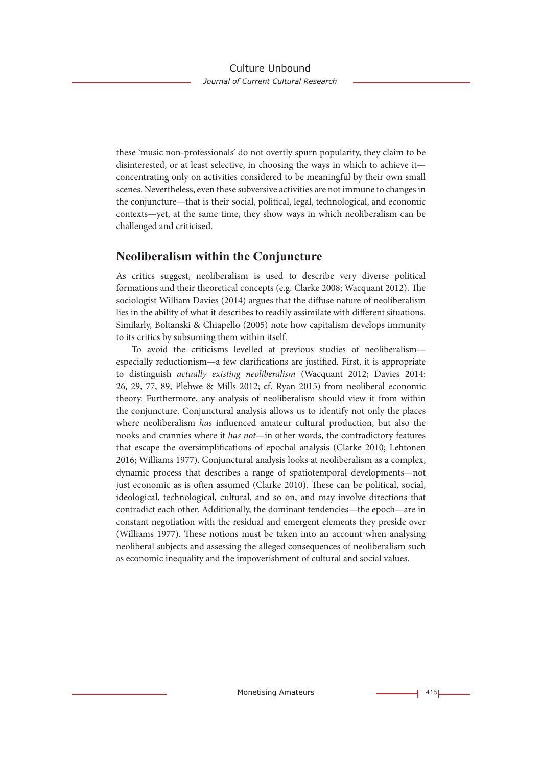these 'music non-professionals' do not overtly spurn popularity, they claim to be disinterested, or at least selective, in choosing the ways in which to achieve it—concentrating only on activities considered to be meaningful by their own small scenes. Nevertheless, even these subversive activities are not immune to changes in the conjuncture—that is their social, political, legal, technological, and economic contexts—yet, at the same time, they show ways in which neoliberalism can be challenged and criticised.

## Neoliberalism within the Conjuncture

As critics suggest, neoliberalism is used to describe very diverse political formations and their theoretical concepts (e.g. Clarke 2008; Wacquant 2012). The sociologist William Davies (2014) argues that the diffuse nature of neoliberalism lies in the ability of what it describes to readily assimilate with different situations. Similarly, Boltanski & Chiapello (2005) note how capitalism develops immunity to its critics by subsuming them within itself.

To avoid the criticisms levelled at previous studies of neoliberalism—especially reductionism—a few clarifications are justified. First, it is appropriate to distinguish *actually existing neoliberalism* (Wacquant 2012; Davies 2014: 26, 29, 77, 89; Plehwe & Mills 2012; cf. Ryan 2015) from neoliberal economic theory. Furthermore, any analysis of neoliberalism should view it from within the conjuncture. Conjunctural analysis allows us to identify not only the places where neoliberalism *has* influenced amateur cultural production, but also the nooks and crannies where it *has not*—in other words, the contradictory features that escape the oversimplifications of epochal analysis (Clarke 2010; Lehtonen 2016; Williams 1977). Conjunctural analysis looks at neoliberalism as a complex, dynamic process that describes a range of spatiotemporal developments—not just economic as is often assumed (Clarke 2010). These can be political, social, ideological, technological, cultural, and so on, and may involve directions that contradict each other. Additionally, the dominant tendencies—the epoch—are in constant negotiation with the residual and emergent elements they preside over (Williams 1977). These notions must be taken into an account when analysing neoliberal subjects and assessing the alleged consequences of neoliberalism such as economic inequality and the impoverishment of cultural and social values.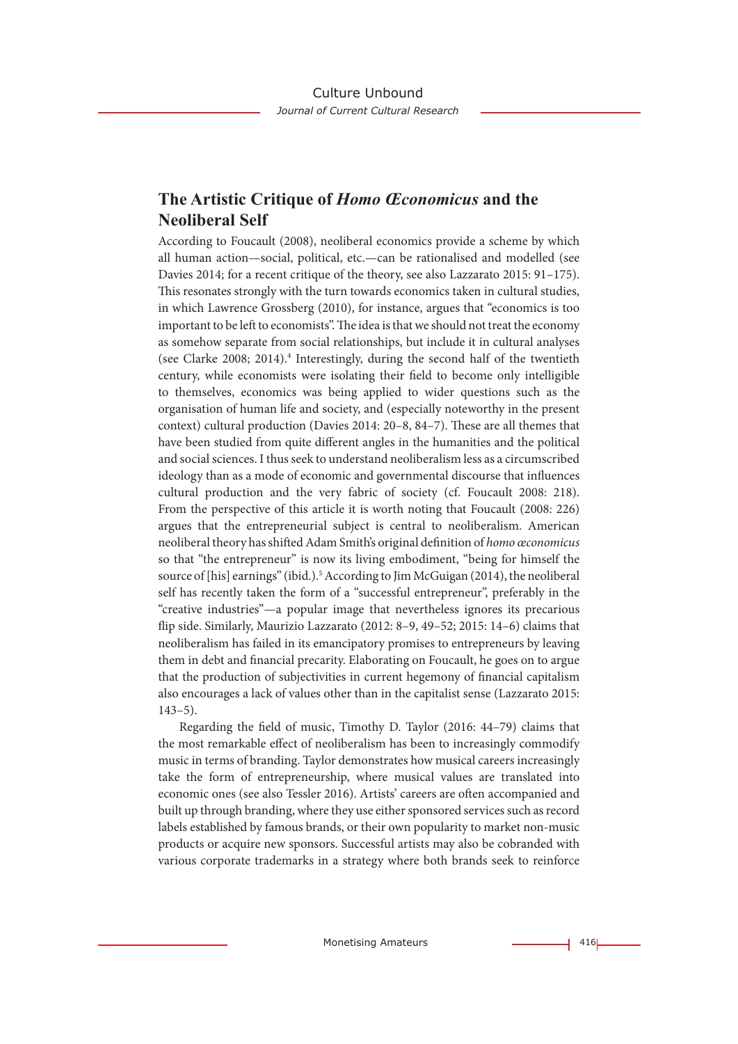## The Artistic Critique of *Homo Œconomicus* and the Neoliberal Self

According to Foucault (2008), neoliberal economics provide a scheme by which all human action—social, political, etc.—can be rationalised and modelled (see Davies 2014; for a recent critique of the theory, see also Lazzarato 2015: 91–175). This resonates strongly with the turn towards economics taken in cultural studies, in which Lawrence Grossberg (2010), for instance, argues that "economics is too important to be left to economists". The idea is that we should not treat the economy as somehow separate from social relationships, but include it in cultural analyses (see Clarke 2008; 2014).[4] Interestingly, during the second half of the twentieth century, while economists were isolating their field to become only intelligible to themselves, economics was being applied to wider questions such as the organisation of human life and society, and (especially noteworthy in the present context) cultural production (Davies 2014: 20–8, 84–7). These are all themes that have been studied from quite different angles in the humanities and the political and social sciences. I thus seek to understand neoliberalism less as a circumscribed ideology than as a mode of economic and governmental discourse that influences cultural production and the very fabric of society (cf. Foucault 2008: 218). From the perspective of this article it is worth noting that Foucault (2008: 226) argues that the entrepreneurial subject is central to neoliberalism. American neoliberal theory has shifted Adam Smith's original definition of *homo œconomicus* so that "the entrepreneur" is now its living embodiment, "being for himself the source of [his] earnings" (ibid.).[5] According to Jim McGuigan (2014), the neoliberal self has recently taken the form of a "successful entrepreneur", preferably in the "creative industries"—a popular image that nevertheless ignores its precarious flip side. Similarly, Maurizio Lazzarato (2012: 8–9, 49–52; 2015: 14–6) claims that neoliberalism has failed in its emancipatory promises to entrepreneurs by leaving them in debt and financial precarity. Elaborating on Foucault, he goes on to argue that the production of subjectivities in current hegemony of financial capitalism also encourages a lack of values other than in the capitalist sense (Lazzarato 2015: 143–5).

Regarding the field of music, Timothy D. Taylor (2016: 44–79) claims that the most remarkable effect of neoliberalism has been to increasingly commodify music in terms of branding. Taylor demonstrates how musical careers increasingly take the form of entrepreneurship, where musical values are translated into economic ones (see also Tessler 2016). Artists' careers are often accompanied and built up through branding, where they use either sponsored services such as record labels established by famous brands, or their own popularity to market non-music products or acquire new sponsors. Successful artists may also be cobranded with various corporate trademarks in a strategy where both brands seek to reinforce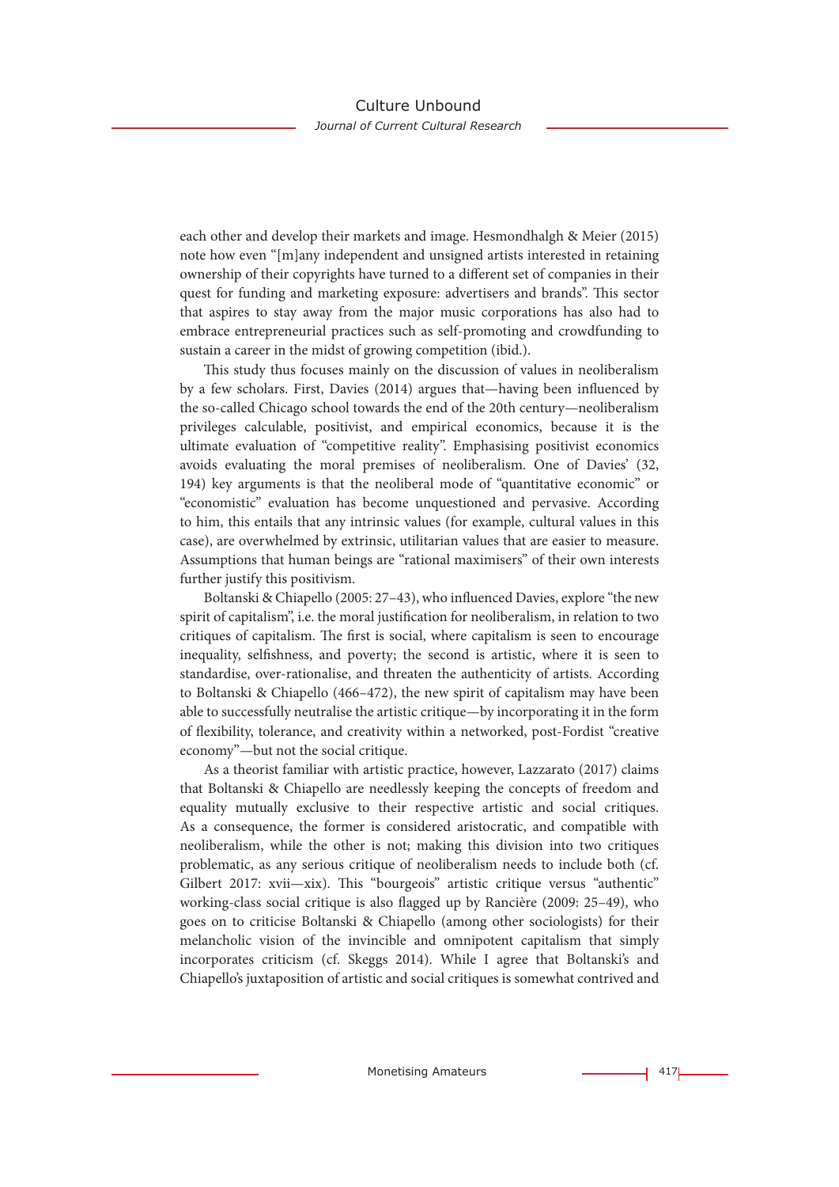each other and develop their markets and image. Hesmondhalgh & Meier (2015) note how even "[m]any independent and unsigned artists interested in retaining ownership of their copyrights have turned to a different set of companies in their quest for funding and marketing exposure: advertisers and brands". This sector that aspires to stay away from the major music corporations has also had to embrace entrepreneurial practices such as self-promoting and crowdfunding to sustain a career in the midst of growing competition (ibid.).

This study thus focuses mainly on the discussion of values in neoliberalism by a few scholars. First, Davies (2014) argues that—having been influenced by the so-called Chicago school towards the end of the 20th century—neoliberalism privileges calculable, positivist, and empirical economics, because it is the ultimate evaluation of "competitive reality". Emphasising positivist economics avoids evaluating the moral premises of neoliberalism. One of Davies' (32, 194) key arguments is that the neoliberal mode of "quantitative economic" or "economistic" evaluation has become unquestioned and pervasive. According to him, this entails that any intrinsic values (for example, cultural values in this case), are overwhelmed by extrinsic, utilitarian values that are easier to measure. Assumptions that human beings are "rational maximisers" of their own interests further justify this positivism.

Boltanski & Chiapello (2005: 27–43), who influenced Davies, explore "the new spirit of capitalism", i.e. the moral justification for neoliberalism, in relation to two critiques of capitalism. The first is social, where capitalism is seen to encourage inequality, selfishness, and poverty; the second is artistic, where it is seen to standardise, over-rationalise, and threaten the authenticity of artists. According to Boltanski & Chiapello (466–472), the new spirit of capitalism may have been able to successfully neutralise the artistic critique—by incorporating it in the form of flexibility, tolerance, and creativity within a networked, post-Fordist "creative economy"—but not the social critique.

As a theorist familiar with artistic practice, however, Lazzarato (2017) claims that Boltanski & Chiapello are needlessly keeping the concepts of freedom and equality mutually exclusive to their respective artistic and social critiques. As a consequence, the former is considered aristocratic, and compatible with neoliberalism, while the other is not; making this division into two critiques problematic, as any serious critique of neoliberalism needs to include both (cf. Gilbert 2017: xvii—xix). This "bourgeois" artistic critique versus "authentic" working-class social critique is also flagged up by Rancière (2009: 25–49), who goes on to criticise Boltanski & Chiapello (among other sociologists) for their melancholic vision of the invincible and omnipotent capitalism that simply incorporates criticism (cf. Skeggs 2014). While I agree that Boltanski's and Chiapello's juxtaposition of artistic and social critiques is somewhat contrived and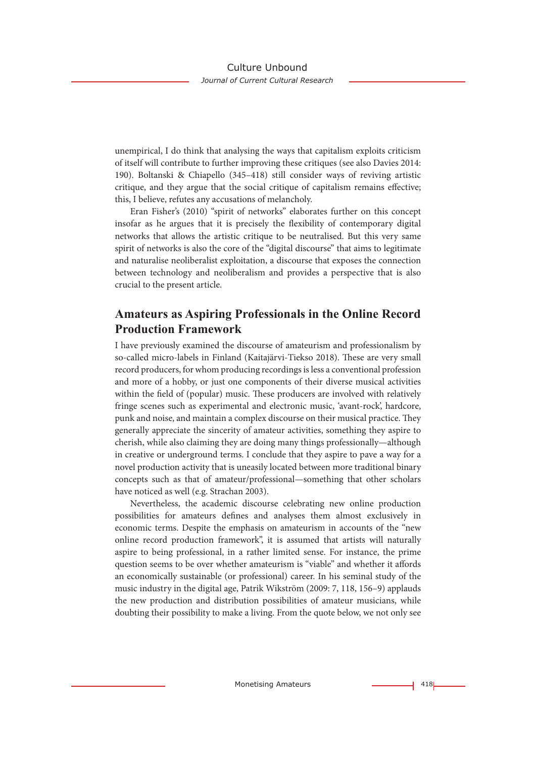unempirical, I do think that analysing the ways that capitalism exploits criticism of itself will contribute to further improving these critiques (see also Davies 2014: 190). Boltanski & Chiapello (345–418) still consider ways of reviving artistic critique, and they argue that the social critique of capitalism remains effective; this, I believe, refutes any accusations of melancholy.

Eran Fisher's (2010) "spirit of networks" elaborates further on this concept insofar as he argues that it is precisely the flexibility of contemporary digital networks that allows the artistic critique to be neutralised. But this very same spirit of networks is also the core of the "digital discourse" that aims to legitimate and naturalise neoliberalist exploitation, a discourse that exposes the connection between technology and neoliberalism and provides a perspective that is also crucial to the present article.

## Amateurs as Aspiring Professionals in the Online Record Production Framework

I have previously examined the discourse of amateurism and professionalism by so-called micro-labels in Finland (Kaitajärvi-Tiekso 2018). These are very small record producers, for whom producing recordings is less a conventional profession and more of a hobby, or just one components of their diverse musical activities within the field of (popular) music. These producers are involved with relatively fringe scenes such as experimental and electronic music, 'avant-rock', hardcore, punk and noise, and maintain a complex discourse on their musical practice. They generally appreciate the sincerity of amateur activities, something they aspire to cherish, while also claiming they are doing many things professionally—although in creative or underground terms. I conclude that they aspire to pave a way for a novel production activity that is uneasily located between more traditional binary concepts such as that of amateur/professional—something that other scholars have noticed as well (e.g. Strachan 2003).

Nevertheless, the academic discourse celebrating new online production possibilities for amateurs defines and analyses them almost exclusively in economic terms. Despite the emphasis on amateurism in accounts of the "new online record production framework", it is assumed that artists will naturally aspire to being professional, in a rather limited sense. For instance, the prime question seems to be over whether amateurism is "viable" and whether it affords an economically sustainable (or professional) career. In his seminal study of the music industry in the digital age, Patrik Wikström (2009: 7, 118, 156–9) applauds the new production and distribution possibilities of amateur musicians, while doubting their possibility to make a living. From the quote below, we not only see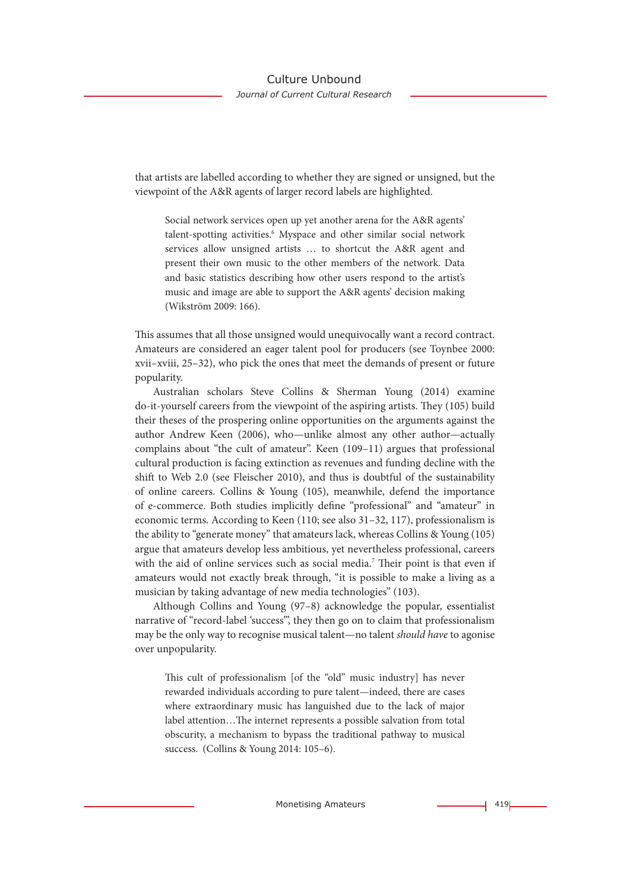that artists are labelled according to whether they are signed or unsigned, but the viewpoint of the A&R agents of larger record labels are highlighted.

> Social network services open up yet another arena for the A&R agents' talent-spotting activities.[6] Myspace and other similar social network services allow unsigned artists … to shortcut the A&R agent and present their own music to the other members of the network. Data and basic statistics describing how other users respond to the artist's music and image are able to support the A&R agents' decision making (Wikström 2009: 166).

This assumes that all those unsigned would unequivocally want a record contract. Amateurs are considered an eager talent pool for producers (see Toynbee 2000: xvii–xviii, 25–32), who pick the ones that meet the demands of present or future popularity.

Australian scholars Steve Collins & Sherman Young (2014) examine do-it-yourself careers from the viewpoint of the aspiring artists. They (105) build their theses of the prospering online opportunities on the arguments against the author Andrew Keen (2006), who—unlike almost any other author—actually complains about "the cult of amateur". Keen (109–11) argues that professional cultural production is facing extinction as revenues and funding decline with the shift to Web 2.0 (see Fleischer 2010), and thus is doubtful of the sustainability of online careers. Collins & Young (105), meanwhile, defend the importance of e-commerce. Both studies implicitly define "professional" and "amateur" in economic terms. According to Keen (110; see also 31–32, 117), professionalism is the ability to "generate money" that amateurs lack, whereas Collins & Young (105) argue that amateurs develop less ambitious, yet nevertheless professional, careers with the aid of online services such as social media.[7] Their point is that even if amateurs would not exactly break through, "it is possible to make a living as a musician by taking advantage of new media technologies" (103).

Although Collins and Young (97–8) acknowledge the popular, essentialist narrative of "record-label 'success'", they then go on to claim that professionalism may be the only way to recognise musical talent—no talent *should have* to agonise over unpopularity.

> This cult of professionalism [of the "old" music industry] has never rewarded individuals according to pure talent—indeed, there are cases where extraordinary music has languished due to the lack of major label attention…The internet represents a possible salvation from total obscurity, a mechanism to bypass the traditional pathway to musical success. (Collins & Young 2014: 105–6).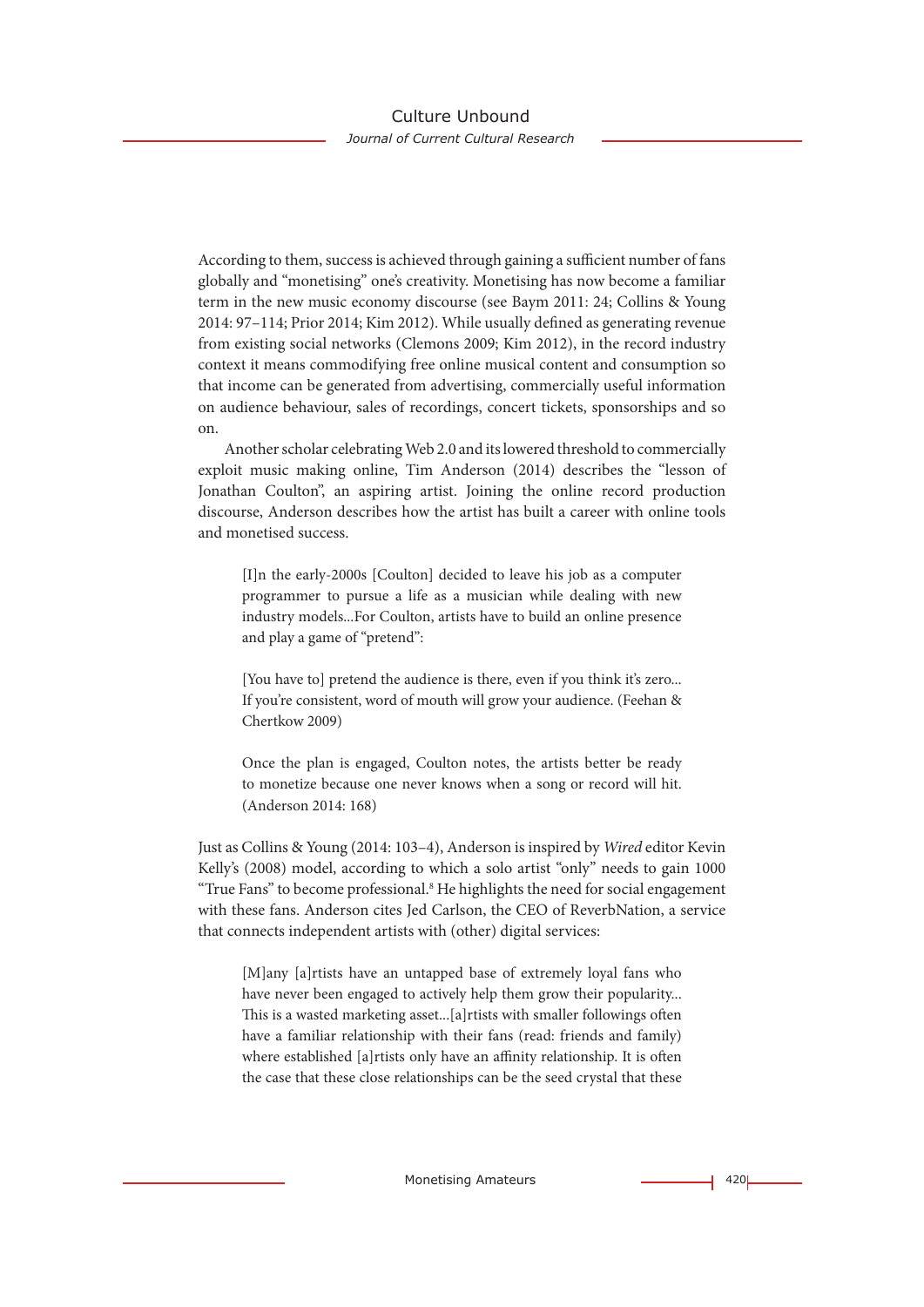According to them, success is achieved through gaining a sufficient number of fans globally and "monetising" one's creativity. Monetising has now become a familiar term in the new music economy discourse (see Baym 2011: 24; Collins & Young 2014: 97–114; Prior 2014; Kim 2012). While usually defined as generating revenue from existing social networks (Clemons 2009; Kim 2012), in the record industry context it means commodifying free online musical content and consumption so that income can be generated from advertising, commercially useful information on audience behaviour, sales of recordings, concert tickets, sponsorships and so on.

Another scholar celebrating Web 2.0 and its lowered threshold to commercially exploit music making online, Tim Anderson (2014) describes the "lesson of Jonathan Coulton", an aspiring artist. Joining the online record production discourse, Anderson describes how the artist has built a career with online tools and monetised success.

> [I]n the early-2000s [Coulton] decided to leave his job as a computer programmer to pursue a life as a musician while dealing with new industry models...For Coulton, artists have to build an online presence and play a game of "pretend":
>
> [You have to] pretend the audience is there, even if you think it's zero... If you're consistent, word of mouth will grow your audience. (Feehan & Chertkow 2009)
>
> Once the plan is engaged, Coulton notes, the artists better be ready to monetize because one never knows when a song or record will hit. (Anderson 2014: 168)

Just as Collins & Young (2014: 103–4), Anderson is inspired by *Wired* editor Kevin Kelly's (2008) model, according to which a solo artist "only" needs to gain 1000 "True Fans" to become professional.[8] He highlights the need for social engagement with these fans. Anderson cites Jed Carlson, the CEO of ReverbNation, a service that connects independent artists with (other) digital services:

> [M]any [a]rtists have an untapped base of extremely loyal fans who have never been engaged to actively help them grow their popularity... This is a wasted marketing asset...[a]rtists with smaller followings often have a familiar relationship with their fans (read: friends and family) where established [a]rtists only have an affinity relationship. It is often the case that these close relationships can be the seed crystal that these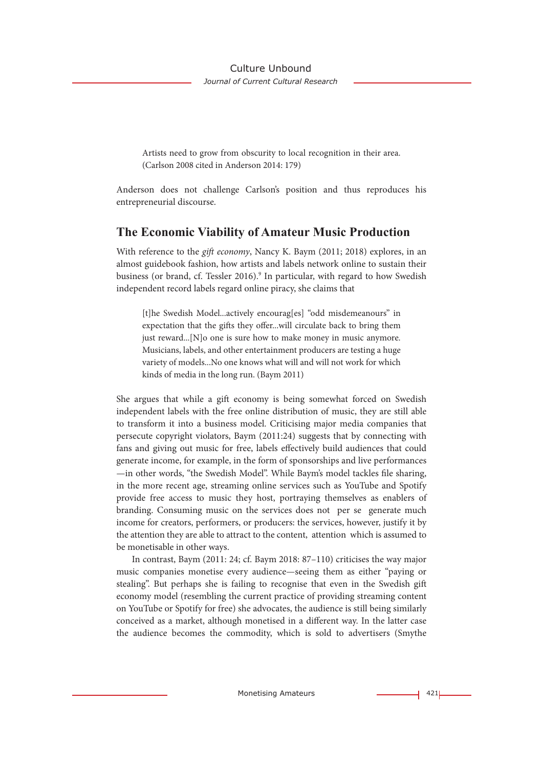> Artists need to grow from obscurity to local recognition in their area. (Carlson 2008 cited in Anderson 2014: 179)

Anderson does not challenge Carlson's position and thus reproduces his entrepreneurial discourse.

## The Economic Viability of Amateur Music Production

With reference to the *gift economy*, Nancy K. Baym (2011; 2018) explores, in an almost guidebook fashion, how artists and labels network online to sustain their business (or brand, cf. Tessler 2016).[9] In particular, with regard to how Swedish independent record labels regard online piracy, she claims that

> [t]he Swedish Model...actively encourag[es] "odd misdemeanours" in expectation that the gifts they offer...will circulate back to bring them just reward...[N]o one is sure how to make money in music anymore. Musicians, labels, and other entertainment producers are testing a huge variety of models...No one knows what will and will not work for which kinds of media in the long run. (Baym 2011)

She argues that while a gift economy is being somewhat forced on Swedish independent labels with the free online distribution of music, they are still able to transform it into a business model. Criticising major media companies that persecute copyright violators, Baym (2011:24) suggests that by connecting with fans and giving out music for free, labels effectively build audiences that could generate income, for example, in the form of sponsorships and live performances —in other words, "the Swedish Model". While Baym's model tackles file sharing, in the more recent age, streaming online services such as YouTube and Spotify provide free access to music they host, portraying themselves as enablers of branding. Consuming music on the services does not per se generate much income for creators, performers, or producers: the services, however, justify it by the attention they are able to attract to the content, attention which is assumed to be monetisable in other ways.

In contrast, Baym (2011: 24; cf. Baym 2018: 87–110) criticises the way major music companies monetise every audience—seeing them as either "paying or stealing". But perhaps she is failing to recognise that even in the Swedish gift economy model (resembling the current practice of providing streaming content on YouTube or Spotify for free) she advocates, the audience is still being similarly conceived as a market, although monetised in a different way. In the latter case the audience becomes the commodity, which is sold to advertisers (Smythe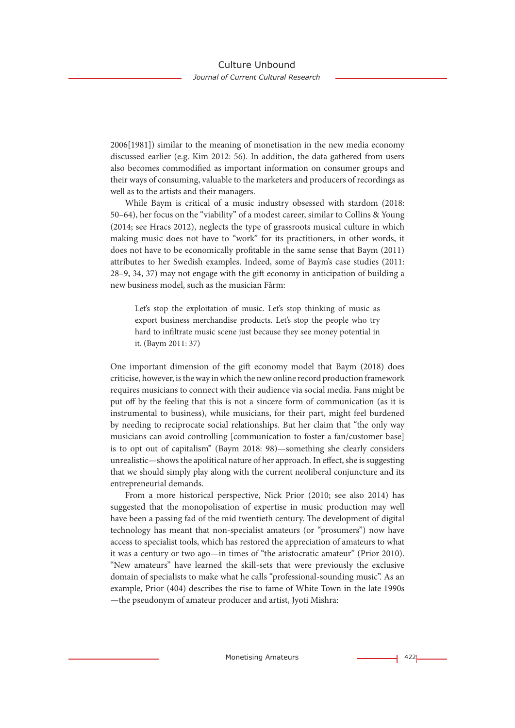2006[1981]) similar to the meaning of monetisation in the new media economy discussed earlier (e.g. Kim 2012: 56). In addition, the data gathered from users also becomes commodified as important information on consumer groups and their ways of consuming, valuable to the marketers and producers of recordings as well as to the artists and their managers.

While Baym is critical of a music industry obsessed with stardom (2018: 50–64), her focus on the "viability" of a modest career, similar to Collins & Young (2014; see Hracs 2012), neglects the type of grassroots musical culture in which making music does not have to "work" for its practitioners, in other words, it does not have to be economically profitable in the same sense that Baym (2011) attributes to her Swedish examples. Indeed, some of Baym's case studies (2011: 28–9, 34, 37) may not engage with the gift economy in anticipation of building a new business model, such as the musician Fårm:

> Let's stop the exploitation of music. Let's stop thinking of music as export business merchandise products. Let's stop the people who try hard to infiltrate music scene just because they see money potential in it. (Baym 2011: 37)

One important dimension of the gift economy model that Baym (2018) does criticise, however, is the way in which the new online record production framework requires musicians to connect with their audience via social media. Fans might be put off by the feeling that this is not a sincere form of communication (as it is instrumental to business), while musicians, for their part, might feel burdened by needing to reciprocate social relationships. But her claim that "the only way musicians can avoid controlling [communication to foster a fan/customer base] is to opt out of capitalism" (Baym 2018: 98)—something she clearly considers unrealistic—shows the apolitical nature of her approach. In effect, she is suggesting that we should simply play along with the current neoliberal conjuncture and its entrepreneurial demands.

From a more historical perspective, Nick Prior (2010; see also 2014) has suggested that the monopolisation of expertise in music production may well have been a passing fad of the mid twentieth century. The development of digital technology has meant that non-specialist amateurs (or "prosumers") now have access to specialist tools, which has restored the appreciation of amateurs to what it was a century or two ago—in times of "the aristocratic amateur" (Prior 2010). "New amateurs" have learned the skill-sets that were previously the exclusive domain of specialists to make what he calls "professional-sounding music". As an example, Prior (404) describes the rise to fame of White Town in the late 1990s—the pseudonym of amateur producer and artist, Jyoti Mishra: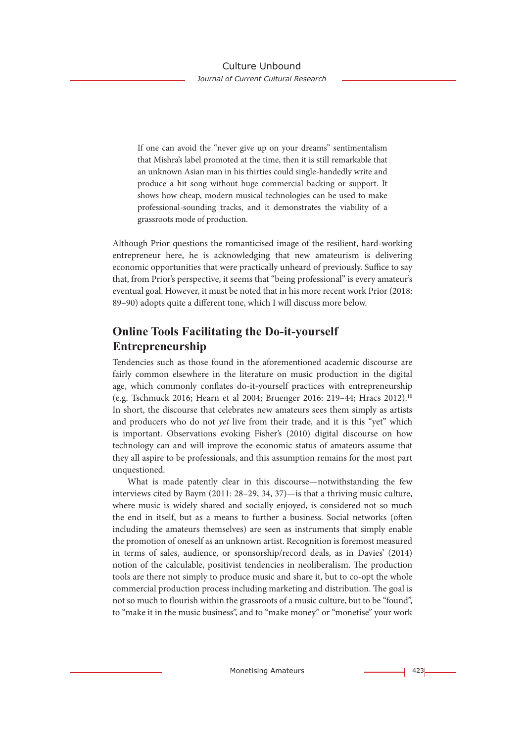> If one can avoid the "never give up on your dreams" sentimentalism that Mishra's label promoted at the time, then it is still remarkable that an unknown Asian man in his thirties could single-handedly write and produce a hit song without huge commercial backing or support. It shows how cheap, modern musical technologies can be used to make professional-sounding tracks, and it demonstrates the viability of a grassroots mode of production.

Although Prior questions the romanticised image of the resilient, hard-working entrepreneur here, he is acknowledging that new amateurism is delivering economic opportunities that were practically unheard of previously. Suffice to say that, from Prior's perspective, it seems that "being professional" is every amateur's eventual goal. However, it must be noted that in his more recent work Prior (2018: 89–90) adopts quite a different tone, which I will discuss more below.

## Online Tools Facilitating the Do-it-yourself Entrepreneurship

Tendencies such as those found in the aforementioned academic discourse are fairly common elsewhere in the literature on music production in the digital age, which commonly conflates do-it-yourself practices with entrepreneurship (e.g. Tschmuck 2016; Hearn et al 2004; Bruenger 2016: 219–44; Hracs 2012).[10] In short, the discourse that celebrates new amateurs sees them simply as artists and producers who do not *yet* live from their trade, and it is this "yet" which is important. Observations evoking Fisher's (2010) digital discourse on how technology can and will improve the economic status of amateurs assume that they all aspire to be professionals, and this assumption remains for the most part unquestioned.

What is made patently clear in this discourse—notwithstanding the few interviews cited by Baym (2011: 28–29, 34, 37)—is that a thriving music culture, where music is widely shared and socially enjoyed, is considered not so much the end in itself, but as a means to further a business. Social networks (often including the amateurs themselves) are seen as instruments that simply enable the promotion of oneself as an unknown artist. Recognition is foremost measured in terms of sales, audience, or sponsorship/record deals, as in Davies' (2014) notion of the calculable, positivist tendencies in neoliberalism. The production tools are there not simply to produce music and share it, but to co-opt the whole commercial production process including marketing and distribution. The goal is not so much to flourish within the grassroots of a music culture, but to be "found", to "make it in the music business", and to "make money" or "monetise" your work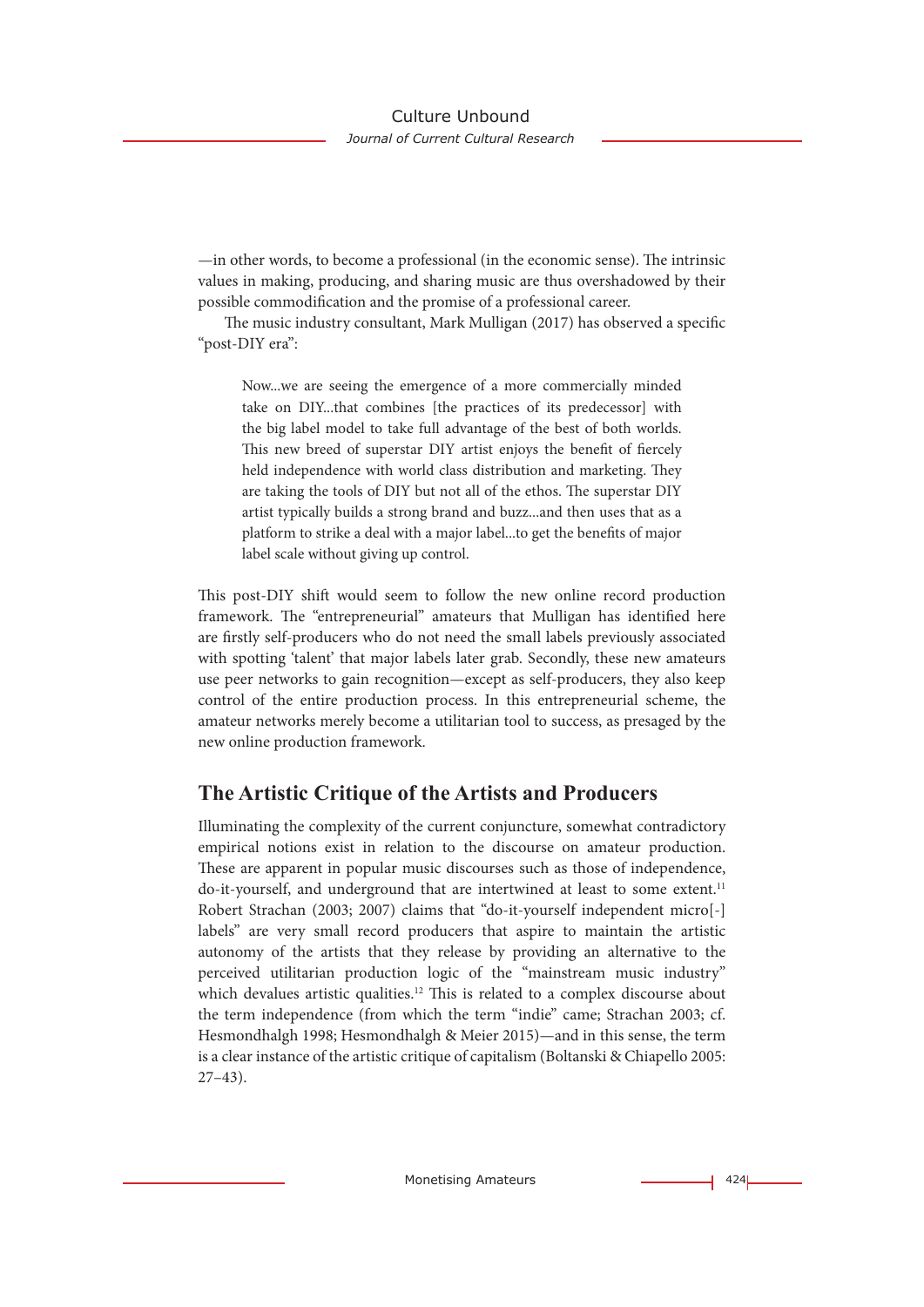—in other words, to become a professional (in the economic sense). The intrinsic values in making, producing, and sharing music are thus overshadowed by their possible commodification and the promise of a professional career.

The music industry consultant, Mark Mulligan (2017) has observed a specific "post-DIY era":

> Now...we are seeing the emergence of a more commercially minded take on DIY...that combines [the practices of its predecessor] with the big label model to take full advantage of the best of both worlds. This new breed of superstar DIY artist enjoys the benefit of fiercely held independence with world class distribution and marketing. They are taking the tools of DIY but not all of the ethos. The superstar DIY artist typically builds a strong brand and buzz...and then uses that as a platform to strike a deal with a major label...to get the benefits of major label scale without giving up control.

This post-DIY shift would seem to follow the new online record production framework. The "entrepreneurial" amateurs that Mulligan has identified here are firstly self-producers who do not need the small labels previously associated with spotting 'talent' that major labels later grab. Secondly, these new amateurs use peer networks to gain recognition—except as self-producers, they also keep control of the entire production process. In this entrepreneurial scheme, the amateur networks merely become a utilitarian tool to success, as presaged by the new online production framework.

## The Artistic Critique of the Artists and Producers

Illuminating the complexity of the current conjuncture, somewhat contradictory empirical notions exist in relation to the discourse on amateur production. These are apparent in popular music discourses such as those of independence, do-it-yourself, and underground that are intertwined at least to some extent.[11] Robert Strachan (2003; 2007) claims that "do-it-yourself independent micro[-] labels" are very small record producers that aspire to maintain the artistic autonomy of the artists that they release by providing an alternative to the perceived utilitarian production logic of the "mainstream music industry" which devalues artistic qualities.[12] This is related to a complex discourse about the term independence (from which the term "indie" came; Strachan 2003; cf. Hesmondhalgh 1998; Hesmondhalgh & Meier 2015)—and in this sense, the term is a clear instance of the artistic critique of capitalism (Boltanski & Chiapello 2005: 27–43).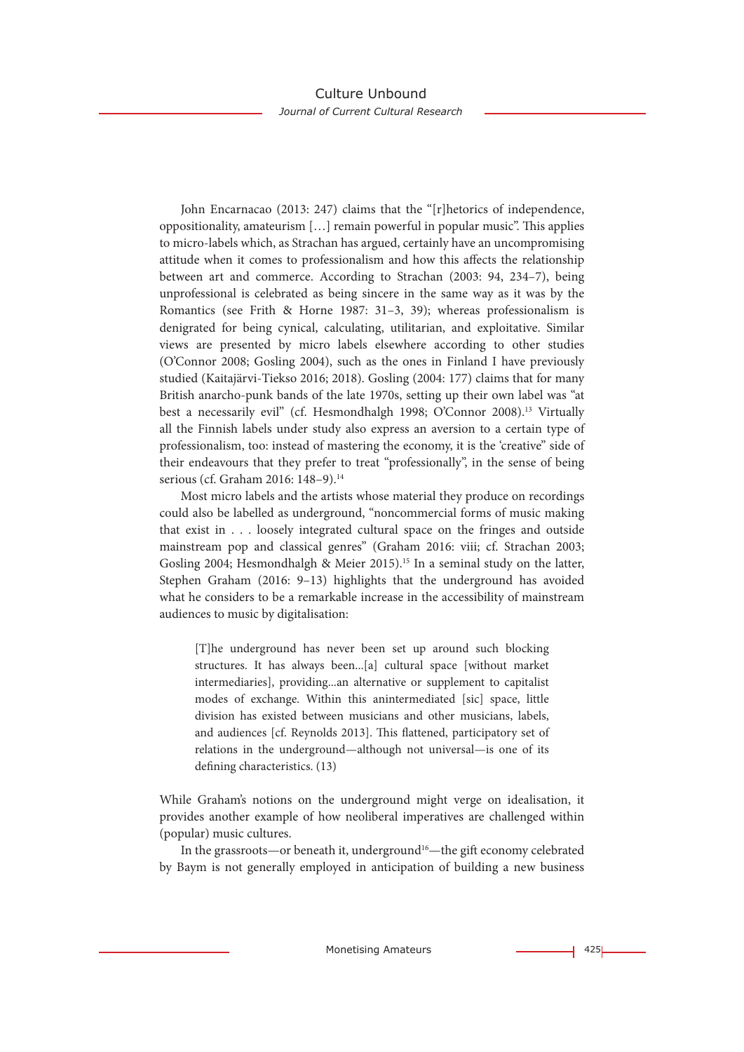John Encarnacao (2013: 247) claims that the "[r]hetorics of independence, oppositionality, amateurism […] remain powerful in popular music". This applies to micro-labels which, as Strachan has argued, certainly have an uncompromising attitude when it comes to professionalism and how this affects the relationship between art and commerce. According to Strachan (2003: 94, 234–7), being unprofessional is celebrated as being sincere in the same way as it was by the Romantics (see Frith & Horne 1987: 31–3, 39); whereas professionalism is denigrated for being cynical, calculating, utilitarian, and exploitative. Similar views are presented by micro labels elsewhere according to other studies (O'Connor 2008; Gosling 2004), such as the ones in Finland I have previously studied (Kaitajärvi-Tiekso 2016; 2018). Gosling (2004: 177) claims that for many British anarcho-punk bands of the late 1970s, setting up their own label was "at best a necessarily evil" (cf. Hesmondhalgh 1998; O'Connor 2008).[13] Virtually all the Finnish labels under study also express an aversion to a certain type of professionalism, too: instead of mastering the economy, it is the 'creative" side of their endeavours that they prefer to treat "professionally", in the sense of being serious (cf. Graham 2016: 148–9).[14]

Most micro labels and the artists whose material they produce on recordings could also be labelled as underground, "noncommercial forms of music making that exist in . . . loosely integrated cultural space on the fringes and outside mainstream pop and classical genres" (Graham 2016: viii; cf. Strachan 2003; Gosling 2004; Hesmondhalgh & Meier 2015).[15] In a seminal study on the latter, Stephen Graham (2016: 9–13) highlights that the underground has avoided what he considers to be a remarkable increase in the accessibility of mainstream audiences to music by digitalisation:

> [T]he underground has never been set up around such blocking structures. It has always been...[a] cultural space [without market intermediaries], providing...an alternative or supplement to capitalist modes of exchange. Within this anintermediated [sic] space, little division has existed between musicians and other musicians, labels, and audiences [cf. Reynolds 2013]. This flattened, participatory set of relations in the underground—although not universal—is one of its defining characteristics. (13)

While Graham's notions on the underground might verge on idealisation, it provides another example of how neoliberal imperatives are challenged within (popular) music cultures.

In the grassroots—or beneath it, underground[16]—the gift economy celebrated by Baym is not generally employed in anticipation of building a new business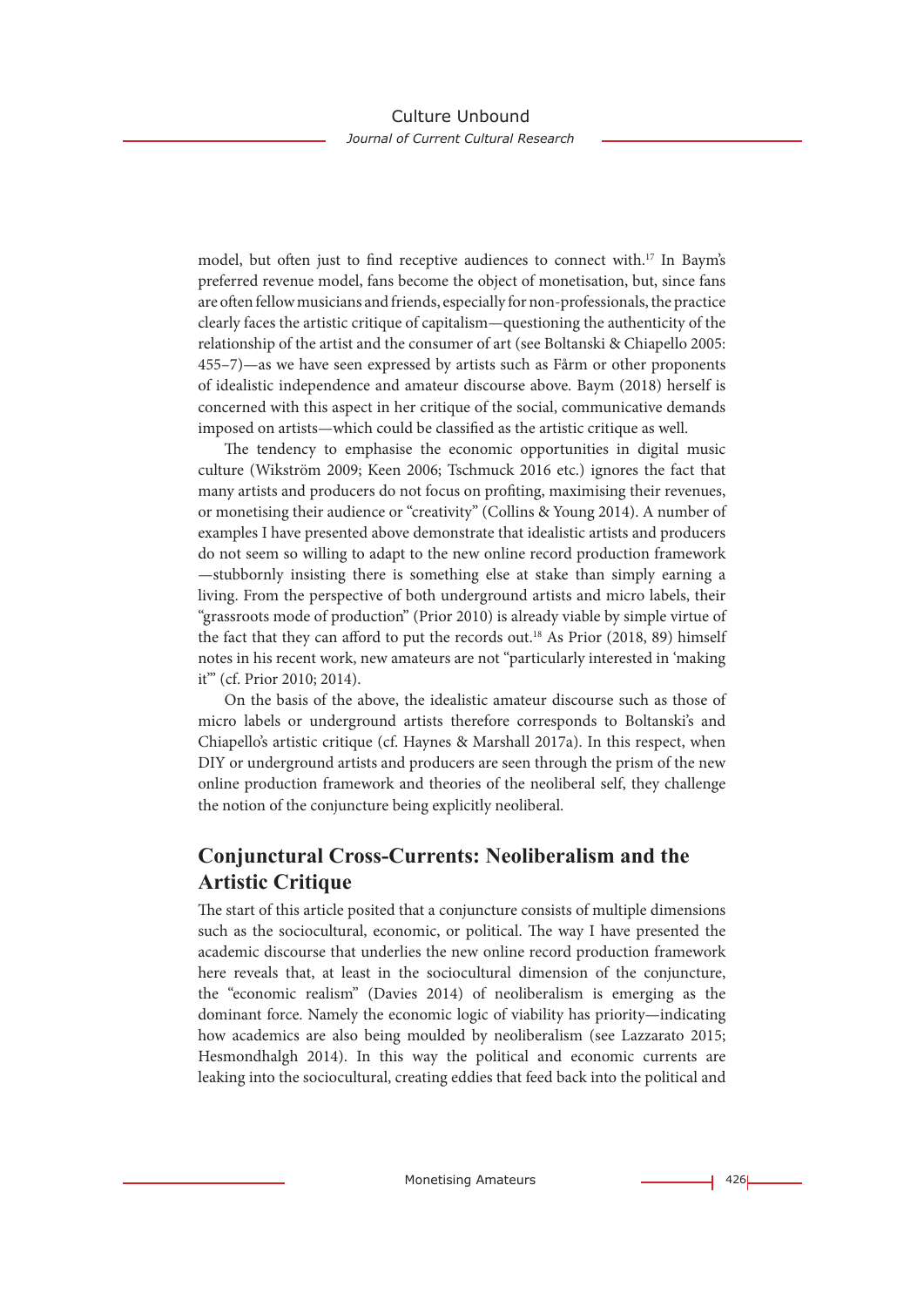model, but often just to find receptive audiences to connect with.[17] In Baym's preferred revenue model, fans become the object of monetisation, but, since fans are often fellow musicians and friends, especially for non-professionals, the practice clearly faces the artistic critique of capitalism—questioning the authenticity of the relationship of the artist and the consumer of art (see Boltanski & Chiapello 2005: 455–7)—as we have seen expressed by artists such as Fårm or other proponents of idealistic independence and amateur discourse above. Baym (2018) herself is concerned with this aspect in her critique of the social, communicative demands imposed on artists—which could be classified as the artistic critique as well.

The tendency to emphasise the economic opportunities in digital music culture (Wikström 2009; Keen 2006; Tschmuck 2016 etc.) ignores the fact that many artists and producers do not focus on profiting, maximising their revenues, or monetising their audience or "creativity" (Collins & Young 2014). A number of examples I have presented above demonstrate that idealistic artists and producers do not seem so willing to adapt to the new online record production framework —stubbornly insisting there is something else at stake than simply earning a living. From the perspective of both underground artists and micro labels, their "grassroots mode of production" (Prior 2010) is already viable by simple virtue of the fact that they can afford to put the records out.[18] As Prior (2018, 89) himself notes in his recent work, new amateurs are not "particularly interested in 'making it'" (cf. Prior 2010; 2014).

On the basis of the above, the idealistic amateur discourse such as those of micro labels or underground artists therefore corresponds to Boltanski's and Chiapello's artistic critique (cf. Haynes & Marshall 2017a). In this respect, when DIY or underground artists and producers are seen through the prism of the new online production framework and theories of the neoliberal self, they challenge the notion of the conjuncture being explicitly neoliberal.

## Conjunctural Cross-Currents: Neoliberalism and the Artistic Critique

The start of this article posited that a conjuncture consists of multiple dimensions such as the sociocultural, economic, or political. The way I have presented the academic discourse that underlies the new online record production framework here reveals that, at least in the sociocultural dimension of the conjuncture, the "economic realism" (Davies 2014) of neoliberalism is emerging as the dominant force. Namely the economic logic of viability has priority—indicating how academics are also being moulded by neoliberalism (see Lazzarato 2015; Hesmondhalgh 2014). In this way the political and economic currents are leaking into the sociocultural, creating eddies that feed back into the political and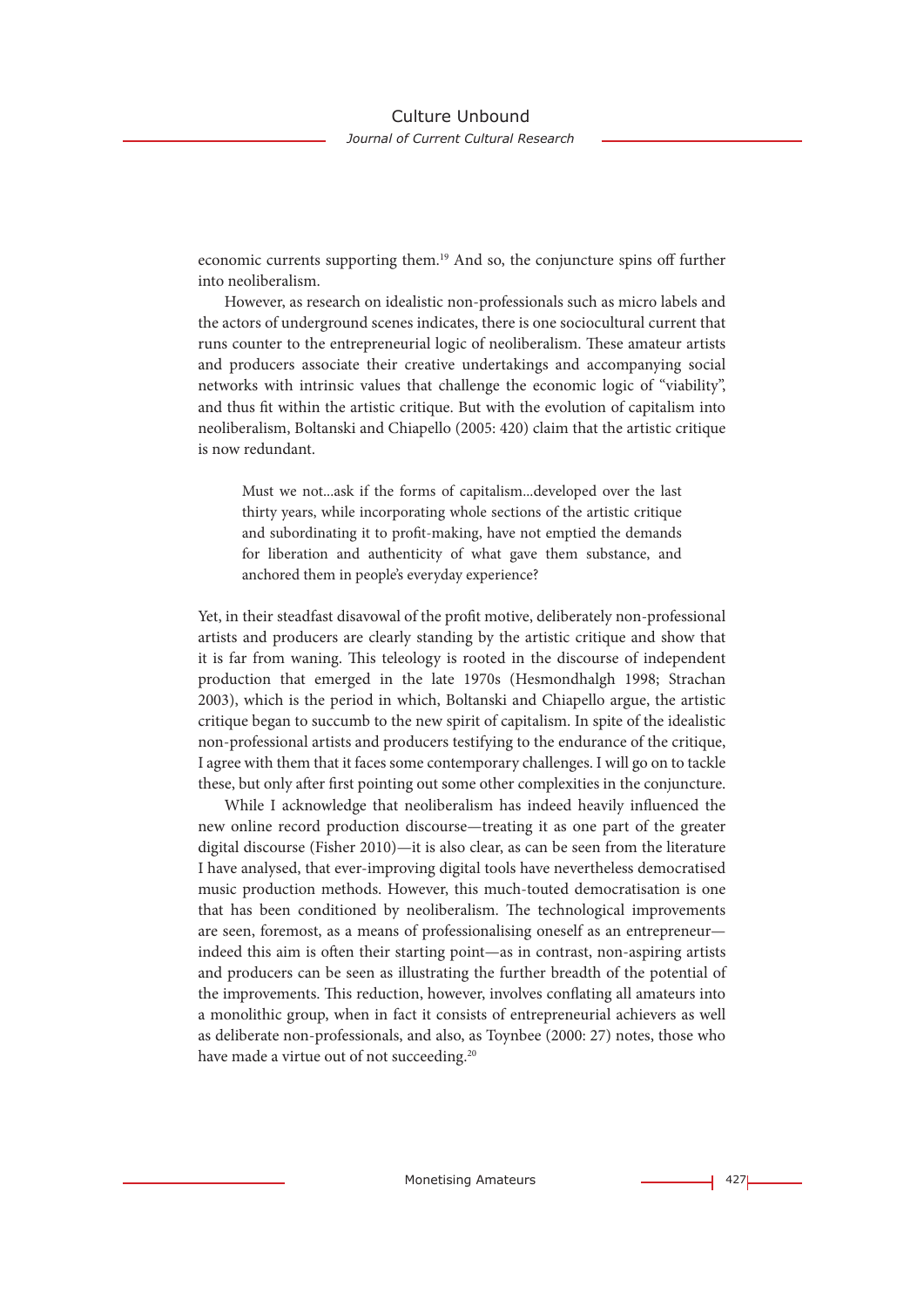economic currents supporting them.[19] And so, the conjuncture spins off further into neoliberalism.

However, as research on idealistic non-professionals such as micro labels and the actors of underground scenes indicates, there is one sociocultural current that runs counter to the entrepreneurial logic of neoliberalism. These amateur artists and producers associate their creative undertakings and accompanying social networks with intrinsic values that challenge the economic logic of "viability", and thus fit within the artistic critique. But with the evolution of capitalism into neoliberalism, Boltanski and Chiapello (2005: 420) claim that the artistic critique is now redundant.

> Must we not...ask if the forms of capitalism...developed over the last thirty years, while incorporating whole sections of the artistic critique and subordinating it to profit-making, have not emptied the demands for liberation and authenticity of what gave them substance, and anchored them in people's everyday experience?

Yet, in their steadfast disavowal of the profit motive, deliberately non-professional artists and producers are clearly standing by the artistic critique and show that it is far from waning. This teleology is rooted in the discourse of independent production that emerged in the late 1970s (Hesmondhalgh 1998; Strachan 2003), which is the period in which, Boltanski and Chiapello argue, the artistic critique began to succumb to the new spirit of capitalism. In spite of the idealistic non-professional artists and producers testifying to the endurance of the critique, I agree with them that it faces some contemporary challenges. I will go on to tackle these, but only after first pointing out some other complexities in the conjuncture.

While I acknowledge that neoliberalism has indeed heavily influenced the new online record production discourse—treating it as one part of the greater digital discourse (Fisher 2010)—it is also clear, as can be seen from the literature I have analysed, that ever-improving digital tools have nevertheless democratised music production methods. However, this much-touted democratisation is one that has been conditioned by neoliberalism. The technological improvements are seen, foremost, as a means of professionalising oneself as an entrepreneur—indeed this aim is often their starting point—as in contrast, non-aspiring artists and producers can be seen as illustrating the further breadth of the potential of the improvements. This reduction, however, involves conflating all amateurs into a monolithic group, when in fact it consists of entrepreneurial achievers as well as deliberate non-professionals, and also, as Toynbee (2000: 27) notes, those who have made a virtue out of not succeeding.[20]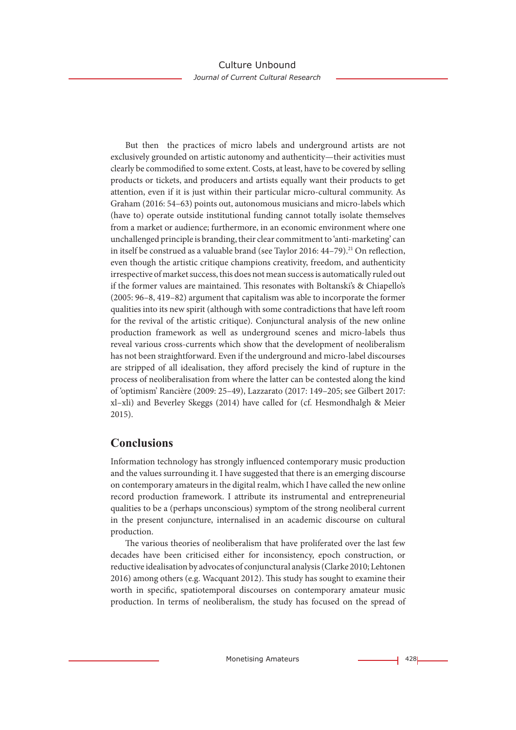But then the practices of micro labels and underground artists are not exclusively grounded on artistic autonomy and authenticity—their activities must clearly be commodified to some extent. Costs, at least, have to be covered by selling products or tickets, and producers and artists equally want their products to get attention, even if it is just within their particular micro-cultural community. As Graham (2016: 54–63) points out, autonomous musicians and micro-labels which (have to) operate outside institutional funding cannot totally isolate themselves from a market or audience; furthermore, in an economic environment where one unchallenged principle is branding, their clear commitment to 'anti-marketing' can in itself be construed as a valuable brand (see Taylor 2016: 44–79).[21] On reflection, even though the artistic critique champions creativity, freedom, and authenticity irrespective of market success, this does not mean success is automatically ruled out if the former values are maintained. This resonates with Boltanski's & Chiapello's (2005: 96–8, 419–82) argument that capitalism was able to incorporate the former qualities into its new spirit (although with some contradictions that have left room for the revival of the artistic critique). Conjunctural analysis of the new online production framework as well as underground scenes and micro-labels thus reveal various cross-currents which show that the development of neoliberalism has not been straightforward. Even if the underground and micro-label discourses are stripped of all idealisation, they afford precisely the kind of rupture in the process of neoliberalisation from where the latter can be contested along the kind of 'optimism' Rancière (2009: 25–49), Lazzarato (2017: 149–205; see Gilbert 2017: xl–xli) and Beverley Skeggs (2014) have called for (cf. Hesmondhalgh & Meier 2015).

## Conclusions

Information technology has strongly influenced contemporary music production and the values surrounding it. I have suggested that there is an emerging discourse on contemporary amateurs in the digital realm, which I have called the new online record production framework. I attribute its instrumental and entrepreneurial qualities to be a (perhaps unconscious) symptom of the strong neoliberal current in the present conjuncture, internalised in an academic discourse on cultural production.

The various theories of neoliberalism that have proliferated over the last few decades have been criticised either for inconsistency, epoch construction, or reductive idealisation by advocates of conjunctural analysis (Clarke 2010; Lehtonen 2016) among others (e.g. Wacquant 2012). This study has sought to examine their worth in specific, spatiotemporal discourses on contemporary amateur music production. In terms of neoliberalism, the study has focused on the spread of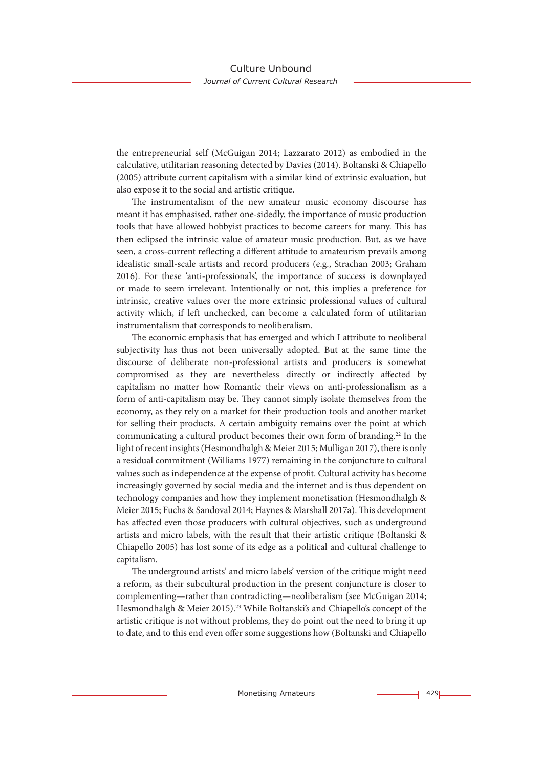the entrepreneurial self (McGuigan 2014; Lazzarato 2012) as embodied in the calculative, utilitarian reasoning detected by Davies (2014). Boltanski & Chiapello (2005) attribute current capitalism with a similar kind of extrinsic evaluation, but also expose it to the social and artistic critique.

The instrumentalism of the new amateur music economy discourse has meant it has emphasised, rather one-sidedly, the importance of music production tools that have allowed hobbyist practices to become careers for many. This has then eclipsed the intrinsic value of amateur music production. But, as we have seen, a cross-current reflecting a different attitude to amateurism prevails among idealistic small-scale artists and record producers (e.g., Strachan 2003; Graham 2016). For these 'anti-professionals', the importance of success is downplayed or made to seem irrelevant. Intentionally or not, this implies a preference for intrinsic, creative values over the more extrinsic professional values of cultural activity which, if left unchecked, can become a calculated form of utilitarian instrumentalism that corresponds to neoliberalism.

The economic emphasis that has emerged and which I attribute to neoliberal subjectivity has thus not been universally adopted. But at the same time the discourse of deliberate non-professional artists and producers is somewhat compromised as they are nevertheless directly or indirectly affected by capitalism no matter how Romantic their views on anti-professionalism as a form of anti-capitalism may be. They cannot simply isolate themselves from the economy, as they rely on a market for their production tools and another market for selling their products. A certain ambiguity remains over the point at which communicating a cultural product becomes their own form of branding.[22] In the light of recent insights (Hesmondhalgh & Meier 2015; Mulligan 2017), there is only a residual commitment (Williams 1977) remaining in the conjuncture to cultural values such as independence at the expense of profit. Cultural activity has become increasingly governed by social media and the internet and is thus dependent on technology companies and how they implement monetisation (Hesmondhalgh & Meier 2015; Fuchs & Sandoval 2014; Haynes & Marshall 2017a). This development has affected even those producers with cultural objectives, such as underground artists and micro labels, with the result that their artistic critique (Boltanski & Chiapello 2005) has lost some of its edge as a political and cultural challenge to capitalism.

The underground artists' and micro labels' version of the critique might need a reform, as their subcultural production in the present conjuncture is closer to complementing—rather than contradicting—neoliberalism (see McGuigan 2014; Hesmondhalgh & Meier 2015).[23] While Boltanski's and Chiapello's concept of the artistic critique is not without problems, they do point out the need to bring it up to date, and to this end even offer some suggestions how (Boltanski and Chiapello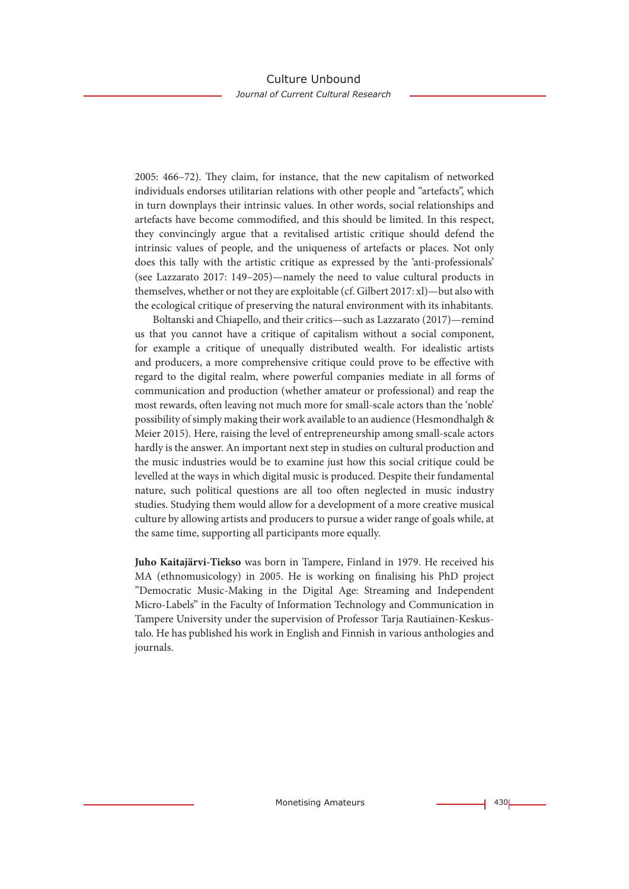2005: 466–72). They claim, for instance, that the new capitalism of networked individuals endorses utilitarian relations with other people and "artefacts", which in turn downplays their intrinsic values. In other words, social relationships and artefacts have become commodified, and this should be limited. In this respect, they convincingly argue that a revitalised artistic critique should defend the intrinsic values of people, and the uniqueness of artefacts or places. Not only does this tally with the artistic critique as expressed by the 'anti-professionals' (see Lazzarato 2017: 149–205)—namely the need to value cultural products in themselves, whether or not they are exploitable (cf. Gilbert 2017: xl)—but also with the ecological critique of preserving the natural environment with its inhabitants.

Boltanski and Chiapello, and their critics—such as Lazzarato (2017)—remind us that you cannot have a critique of capitalism without a social component, for example a critique of unequally distributed wealth. For idealistic artists and producers, a more comprehensive critique could prove to be effective with regard to the digital realm, where powerful companies mediate in all forms of communication and production (whether amateur or professional) and reap the most rewards, often leaving not much more for small-scale actors than the 'noble' possibility of simply making their work available to an audience (Hesmondhalgh & Meier 2015). Here, raising the level of entrepreneurship among small-scale actors hardly is the answer. An important next step in studies on cultural production and the music industries would be to examine just how this social critique could be levelled at the ways in which digital music is produced. Despite their fundamental nature, such political questions are all too often neglected in music industry studies. Studying them would allow for a development of a more creative musical culture by allowing artists and producers to pursue a wider range of goals while, at the same time, supporting all participants more equally.

**Juho Kaitajärvi-Tiekso** was born in Tampere, Finland in 1979. He received his MA (ethnomusicology) in 2005. He is working on finalising his PhD project "Democratic Music-Making in the Digital Age: Streaming and Independent Micro-Labels" in the Faculty of Information Technology and Communication in Tampere University under the supervision of Professor Tarja Rautiainen-Keskustalo. He has published his work in English and Finnish in various anthologies and journals.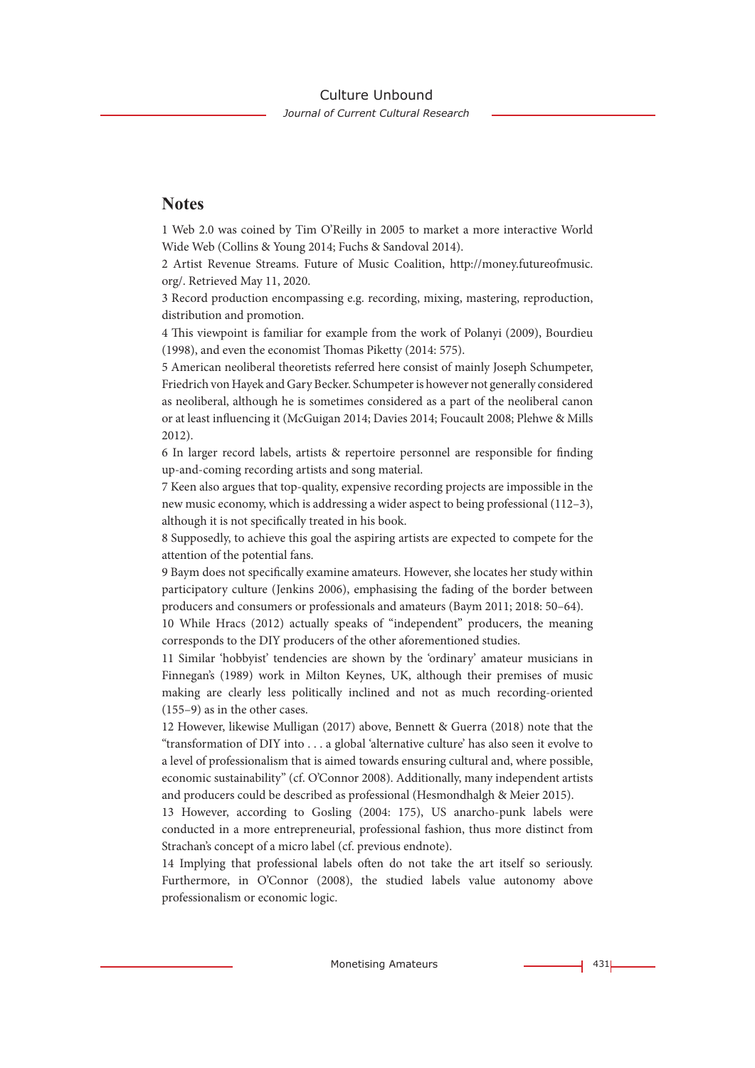## Notes

1 Web 2.0 was coined by Tim O'Reilly in 2005 to market a more interactive World Wide Web (Collins & Young 2014; Fuchs & Sandoval 2014).

2 Artist Revenue Streams. Future of Music Coalition, http://money.futureofmusic.org/. Retrieved May 11, 2020.

3 Record production encompassing e.g. recording, mixing, mastering, reproduction, distribution and promotion.

4 This viewpoint is familiar for example from the work of Polanyi (2009), Bourdieu (1998), and even the economist Thomas Piketty (2014: 575).

5 American neoliberal theoretists referred here consist of mainly Joseph Schumpeter, Friedrich von Hayek and Gary Becker. Schumpeter is however not generally considered as neoliberal, although he is sometimes considered as a part of the neoliberal canon or at least influencing it (McGuigan 2014; Davies 2014; Foucault 2008; Plehwe & Mills 2012).

6 In larger record labels, artists & repertoire personnel are responsible for finding up-and-coming recording artists and song material.

7 Keen also argues that top-quality, expensive recording projects are impossible in the new music economy, which is addressing a wider aspect to being professional (112–3), although it is not specifically treated in his book.

8 Supposedly, to achieve this goal the aspiring artists are expected to compete for the attention of the potential fans.

9 Baym does not specifically examine amateurs. However, she locates her study within participatory culture (Jenkins 2006), emphasising the fading of the border between producers and consumers or professionals and amateurs (Baym 2011; 2018: 50–64).

10 While Hracs (2012) actually speaks of "independent" producers, the meaning corresponds to the DIY producers of the other aforementioned studies.

11 Similar 'hobbyist' tendencies are shown by the 'ordinary' amateur musicians in Finnegan's (1989) work in Milton Keynes, UK, although their premises of music making are clearly less politically inclined and not as much recording-oriented (155–9) as in the other cases.

12 However, likewise Mulligan (2017) above, Bennett & Guerra (2018) note that the "transformation of DIY into . . . a global 'alternative culture' has also seen it evolve to a level of professionalism that is aimed towards ensuring cultural and, where possible, economic sustainability" (cf. O'Connor 2008). Additionally, many independent artists and producers could be described as professional (Hesmondhalgh & Meier 2015).

13 However, according to Gosling (2004: 175), US anarcho-punk labels were conducted in a more entrepreneurial, professional fashion, thus more distinct from Strachan's concept of a micro label (cf. previous endnote).

14 Implying that professional labels often do not take the art itself so seriously. Furthermore, in O'Connor (2008), the studied labels value autonomy above professionalism or economic logic.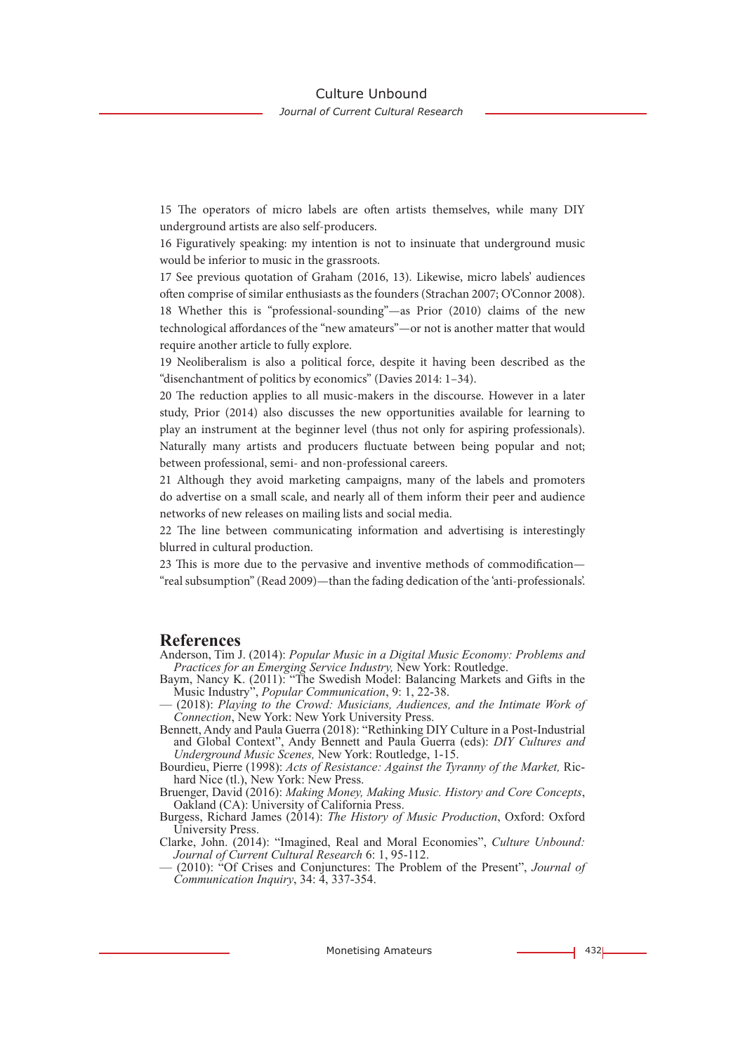15 The operators of micro labels are often artists themselves, while many DIY underground artists are also self-producers.

16 Figuratively speaking: my intention is not to insinuate that underground music would be inferior to music in the grassroots.

17 See previous quotation of Graham (2016, 13). Likewise, micro labels' audiences often comprise of similar enthusiasts as the founders (Strachan 2007; O'Connor 2008).

18 Whether this is "professional-sounding"—as Prior (2010) claims of the new technological affordances of the "new amateurs"—or not is another matter that would require another article to fully explore.

19 Neoliberalism is also a political force, despite it having been described as the "disenchantment of politics by economics" (Davies 2014: 1–34).

20 The reduction applies to all music-makers in the discourse. However in a later study, Prior (2014) also discusses the new opportunities available for learning to play an instrument at the beginner level (thus not only for aspiring professionals). Naturally many artists and producers fluctuate between being popular and not; between professional, semi- and non-professional careers.

21 Although they avoid marketing campaigns, many of the labels and promoters do advertise on a small scale, and nearly all of them inform their peer and audience networks of new releases on mailing lists and social media.

22 The line between communicating information and advertising is interestingly blurred in cultural production.

23 This is more due to the pervasive and inventive methods of commodification—"real subsumption" (Read 2009)—than the fading dedication of the 'anti-professionals'.

## References

Anderson, Tim J. (2014): *Popular Music in a Digital Music Economy: Problems and Practices for an Emerging Service Industry,* New York: Routledge.

Baym, Nancy K. (2011): "The Swedish Model: Balancing Markets and Gifts in the Music Industry", *Popular Communication*, 9: 1, 22-38.

— (2018): *Playing to the Crowd: Musicians, Audiences, and the Intimate Work of Connection*, New York: New York University Press.

Bennett, Andy and Paula Guerra (2018): "Rethinking DIY Culture in a Post-Industrial and Global Context", Andy Bennett and Paula Guerra (eds): *DIY Cultures and Underground Music Scenes,* New York: Routledge, 1-15.

Bourdieu, Pierre (1998): *Acts of Resistance: Against the Tyranny of the Market,* Richard Nice (tl.), New York: New Press.

Bruenger, David (2016): *Making Money, Making Music. History and Core Concepts*, Oakland (CA): University of California Press.

Burgess, Richard James (2014): *The History of Music Production*, Oxford: Oxford University Press.

Clarke, John. (2014): "Imagined, Real and Moral Economies", *Culture Unbound: Journal of Current Cultural Research* 6: 1, 95-112.

— (2010): "Of Crises and Conjunctures: The Problem of the Present", *Journal of Communication Inquiry*, 34: 4, 337-354.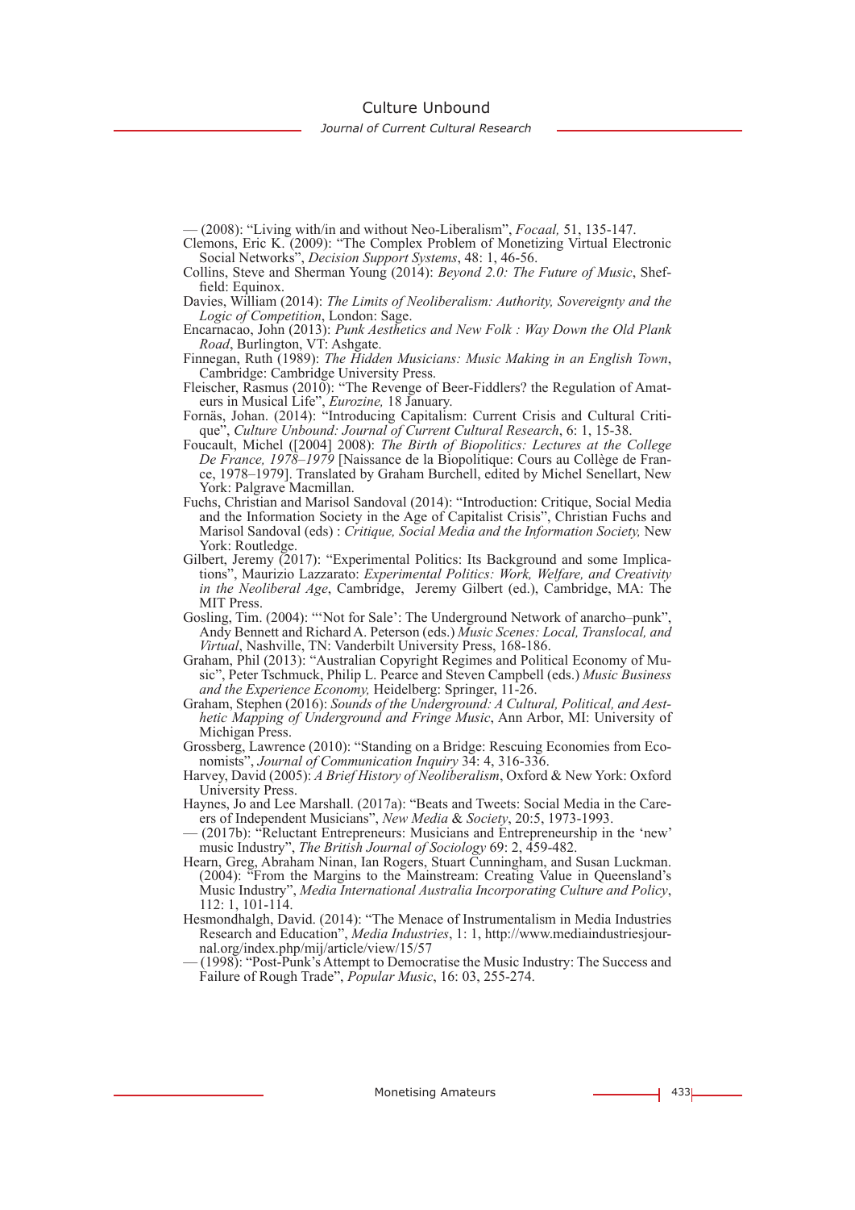— (2008): "Living with/in and without Neo-Liberalism", *Focaal,* 51, 135-147.

Clemons, Eric K. (2009): "The Complex Problem of Monetizing Virtual Electronic Social Networks", *Decision Support Systems*, 48: 1, 46-56.

Collins, Steve and Sherman Young (2014): *Beyond 2.0: The Future of Music*, Sheffield: Equinox.

Davies, William (2014): *The Limits of Neoliberalism: Authority, Sovereignty and the Logic of Competition*, London: Sage.

Encarnacao, John (2013): *Punk Aesthetics and New Folk : Way Down the Old Plank Road*, Burlington, VT: Ashgate.

Finnegan, Ruth (1989): *The Hidden Musicians: Music Making in an English Town*, Cambridge: Cambridge University Press.

Fleischer, Rasmus (2010): "The Revenge of Beer-Fiddlers? the Regulation of Amateurs in Musical Life", *Eurozine,* 18 January.

Fornäs, Johan. (2014): "Introducing Capitalism: Current Crisis and Cultural Critique", *Culture Unbound: Journal of Current Cultural Research*, 6: 1, 15-38.

Foucault, Michel ([2004] 2008): *The Birth of Biopolitics: Lectures at the College De France, 1978–1979* [Naissance de la Biopolitique: Cours au Collège de France, 1978–1979]. Translated by Graham Burchell, edited by Michel Senellart, New York: Palgrave Macmillan.

Fuchs, Christian and Marisol Sandoval (2014): "Introduction: Critique, Social Media and the Information Society in the Age of Capitalist Crisis", Christian Fuchs and Marisol Sandoval (eds) : *Critique, Social Media and the Information Society,* New York: Routledge.

Gilbert, Jeremy (2017): "Experimental Politics: Its Background and some Implications", Maurizio Lazzarato: *Experimental Politics: Work, Welfare, and Creativity in the Neoliberal Age*, Cambridge, Jeremy Gilbert (ed.), Cambridge, MA: The MIT Press.

Gosling, Tim. (2004): "'Not for Sale': The Underground Network of anarcho–punk", Andy Bennett and Richard A. Peterson (eds.) *Music Scenes: Local, Translocal, and Virtual*, Nashville, TN: Vanderbilt University Press, 168-186.

Graham, Phil (2013): "Australian Copyright Regimes and Political Economy of Music", Peter Tschmuck, Philip L. Pearce and Steven Campbell (eds.) *Music Business and the Experience Economy,* Heidelberg: Springer, 11-26.

Graham, Stephen (2016): *Sounds of the Underground: A Cultural, Political, and Aesthetic Mapping of Underground and Fringe Music*, Ann Arbor, MI: University of Michigan Press.

Grossberg, Lawrence (2010): "Standing on a Bridge: Rescuing Economies from Economists", *Journal of Communication Inquiry* 34: 4, 316-336.

Harvey, David (2005): *A Brief History of Neoliberalism*, Oxford & New York: Oxford University Press.

Haynes, Jo and Lee Marshall. (2017a): "Beats and Tweets: Social Media in the Careers of Independent Musicians", *New Media* & *Society*, 20:5, 1973-1993.

— (2017b): "Reluctant Entrepreneurs: Musicians and Entrepreneurship in the 'new' music Industry", *The British Journal of Sociology* 69: 2, 459-482.

Hearn, Greg, Abraham Ninan, Ian Rogers, Stuart Cunningham, and Susan Luckman. (2004): "From the Margins to the Mainstream: Creating Value in Queensland's Music Industry", *Media International Australia Incorporating Culture and Policy*, 112: 1, 101-114.

Hesmondhalgh, David. (2014): "The Menace of Instrumentalism in Media Industries Research and Education", *Media Industries*, 1: 1, http://www.mediaindustriesjournal.org/index.php/mij/article/view/15/57

— (1998): "Post-Punk's Attempt to Democratise the Music Industry: The Success and Failure of Rough Trade", *Popular Music*, 16: 03, 255-274.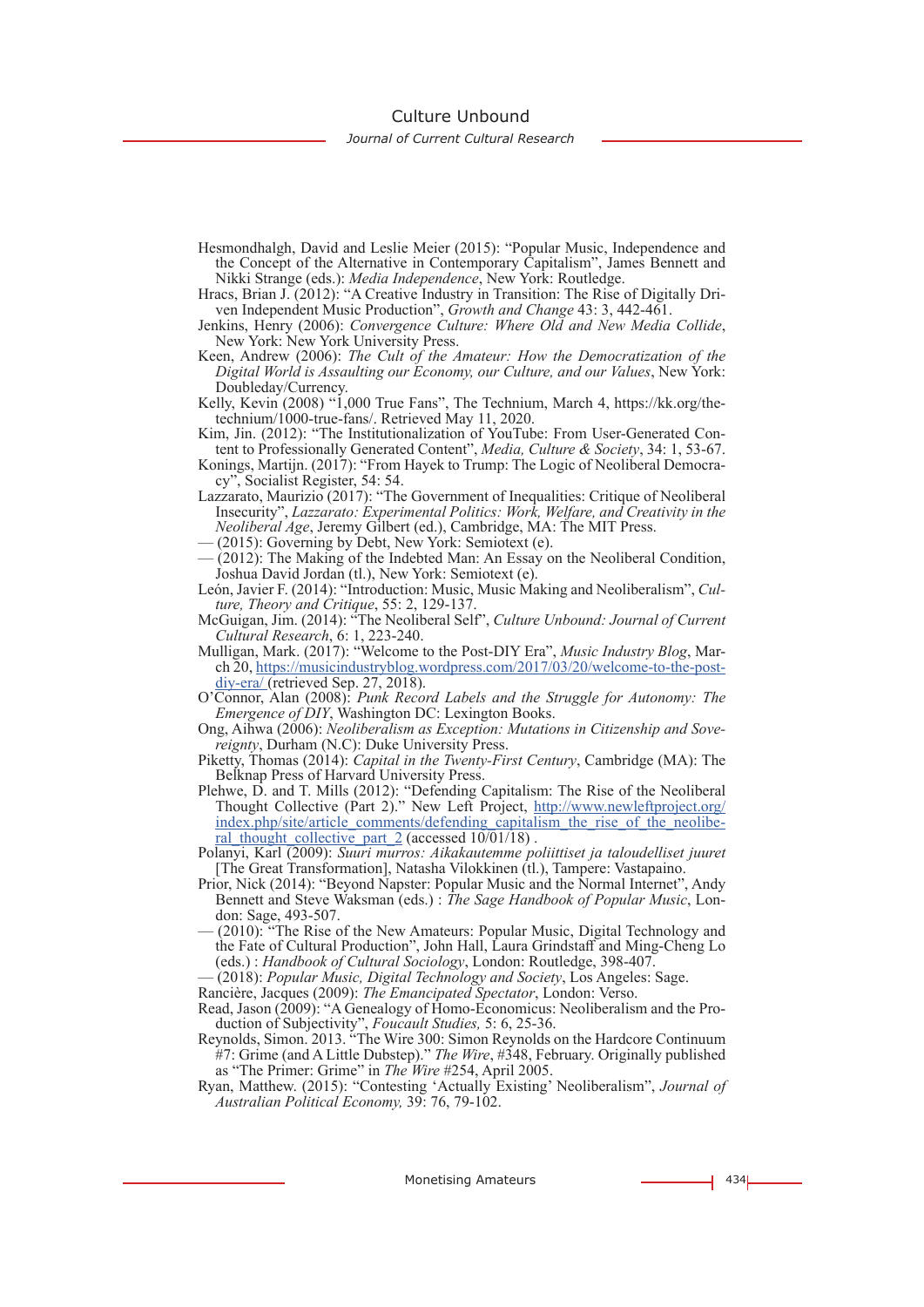Hesmondhalgh, David and Leslie Meier (2015): "Popular Music, Independence and the Concept of the Alternative in Contemporary Capitalism", James Bennett and Nikki Strange (eds.): *Media Independence*, New York: Routledge.

Hracs, Brian J. (2012): "A Creative Industry in Transition: The Rise of Digitally Driven Independent Music Production", *Growth and Change* 43: 3, 442-461.

Jenkins, Henry (2006): *Convergence Culture: Where Old and New Media Collide*, New York: New York University Press.

Keen, Andrew (2006): *The Cult of the Amateur: How the Democratization of the Digital World is Assaulting our Economy, our Culture, and our Values*, New York: Doubleday/Currency.

Kelly, Kevin (2008) "1,000 True Fans", The Technium, March 4, https://kk.org/thetechnium/1000-true-fans/. Retrieved May 11, 2020.

Kim, Jin. (2012): "The Institutionalization of YouTube: From User-Generated Content to Professionally Generated Content", *Media, Culture & Society*, 34: 1, 53-67.

Konings, Martijn. (2017): "From Hayek to Trump: The Logic of Neoliberal Democracy", Socialist Register, 54: 54.

Lazzarato, Maurizio (2017): "The Government of Inequalities: Critique of Neoliberal Insecurity", *Lazzarato: Experimental Politics: Work, Welfare, and Creativity in the Neoliberal Age*, Jeremy Gilbert (ed.), Cambridge, MA: The MIT Press.

— (2015): Governing by Debt, New York: Semiotext (e).

— (2012): The Making of the Indebted Man: An Essay on the Neoliberal Condition, Joshua David Jordan (tl.), New York: Semiotext (e).

León, Javier F. (2014): "Introduction: Music, Music Making and Neoliberalism", *Culture, Theory and Critique*, 55: 2, 129-137.

McGuigan, Jim. (2014): "The Neoliberal Self", *Culture Unbound: Journal of Current Cultural Research*, 6: 1, 223-240.

Mulligan, Mark. (2017): "Welcome to the Post-DIY Era", *Music Industry Blog*, March 20, https://musicindustryblog.wordpress.com/2017/03/20/welcome-to-the-post-diy-era/ (retrieved Sep. 27, 2018).

O'Connor, Alan (2008): *Punk Record Labels and the Struggle for Autonomy: The Emergence of DIY*, Washington DC: Lexington Books.

Ong, Aihwa (2006): *Neoliberalism as Exception: Mutations in Citizenship and Sovereignty*, Durham (N.C): Duke University Press.

Piketty, Thomas (2014): *Capital in the Twenty-First Century*, Cambridge (MA): The Belknap Press of Harvard University Press.

Plehwe, D. and T. Mills (2012): "Defending Capitalism: The Rise of the Neoliberal Thought Collective (Part 2)." New Left Project, http://www.newleftproject.org/index.php/site/article_comments/defending_capitalism_the_rise_of_the_neoliberal_thought_collective_part_2 (accessed 10/01/18) .

Polanyi, Karl (2009): *Suuri murros: Aikakautemme poliittiset ja taloudelliset juuret* [The Great Transformation], Natasha Vilokkinen (tl.), Tampere: Vastapaino.

Prior, Nick (2014): "Beyond Napster: Popular Music and the Normal Internet", Andy Bennett and Steve Waksman (eds.) : *The Sage Handbook of Popular Music*, London: Sage, 493-507.

— (2010): "The Rise of the New Amateurs: Popular Music, Digital Technology and the Fate of Cultural Production", John Hall, Laura Grindstaff and Ming-Cheng Lo (eds.) : *Handbook of Cultural Sociology*, London: Routledge, 398-407.

— (2018): *Popular Music, Digital Technology and Society*, Los Angeles: Sage.

Rancière, Jacques (2009): *The Emancipated Spectator*, London: Verso.

Read, Jason (2009): "A Genealogy of Homo-Economicus: Neoliberalism and the Production of Subjectivity", *Foucault Studies,* 5: 6, 25-36.

Reynolds, Simon. 2013. "The Wire 300: Simon Reynolds on the Hardcore Continuum #7: Grime (and A Little Dubstep)." *The Wire*, #348, February. Originally published as "The Primer: Grime" in *The Wire* #254, April 2005.

Ryan, Matthew. (2015): "Contesting 'Actually Existing' Neoliberalism", *Journal of Australian Political Economy,* 39: 76, 79-102.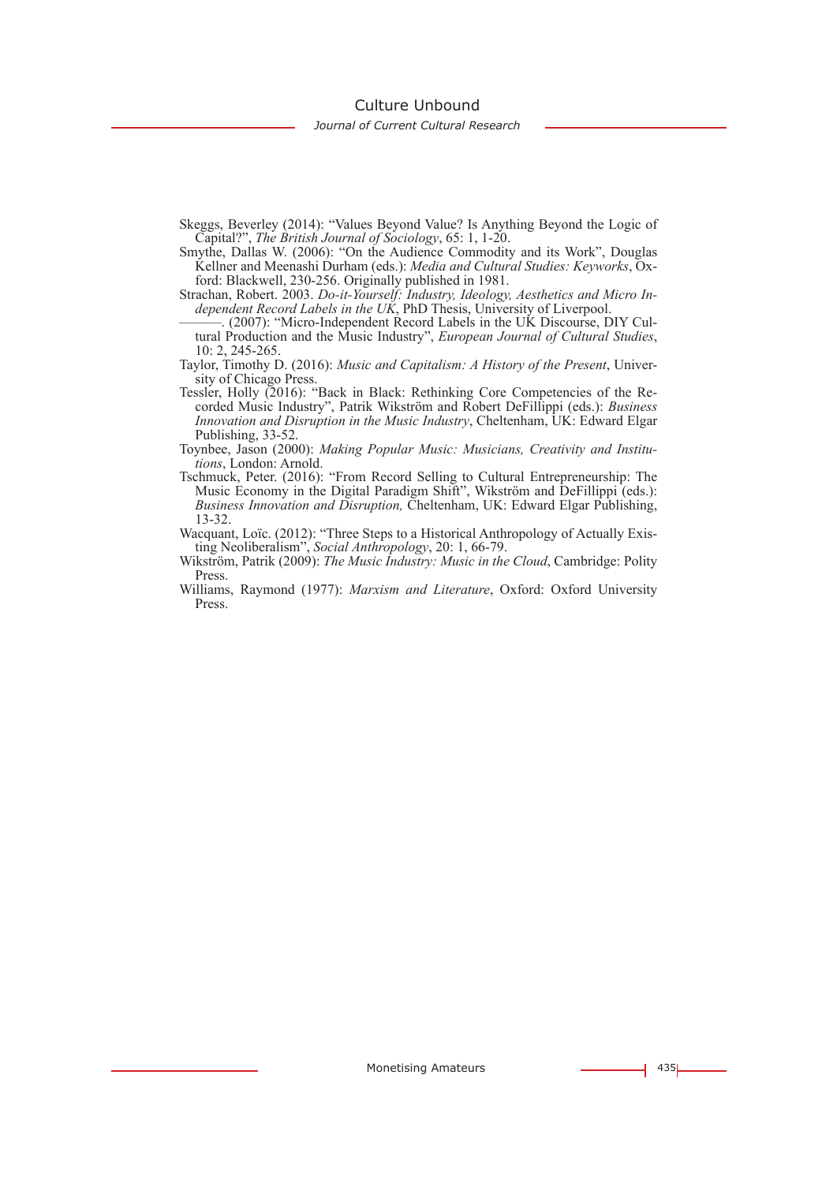Skeggs, Beverley (2014): “Values Beyond Value? Is Anything Beyond the Logic of Capital?”, *The British Journal of Sociology*, 65: 1, 1-20.

Smythe, Dallas W. (2006): “On the Audience Commodity and its Work”, Douglas Kellner and Meenashi Durham (eds.): *Media and Cultural Studies: Keyworks*, Oxford: Blackwell, 230-256. Originally published in 1981.

Strachan, Robert. 2003. *Do-it-Yourself: Industry, Ideology, Aesthetics and Micro Independent Record Labels in the UK*, PhD Thesis, University of Liverpool.

———. (2007): “Micro-Independent Record Labels in the UK Discourse, DIY Cultural Production and the Music Industry”, *European Journal of Cultural Studies*, 10: 2, 245-265.

Taylor, Timothy D. (2016): *Music and Capitalism: A History of the Present*, University of Chicago Press.

Tessler, Holly (2016): “Back in Black: Rethinking Core Competencies of the Recorded Music Industry”, Patrik Wikström and Robert DeFillippi (eds.): *Business Innovation and Disruption in the Music Industry*, Cheltenham, UK: Edward Elgar Publishing, 33-52.

Toynbee, Jason (2000): *Making Popular Music: Musicians, Creativity and Institutions*, London: Arnold.

Tschmuck, Peter. (2016): “From Record Selling to Cultural Entrepreneurship: The Music Economy in the Digital Paradigm Shift”, Wikström and DeFillippi (eds.): *Business Innovation and Disruption,* Cheltenham, UK: Edward Elgar Publishing, 13-32.

Wacquant, Loïc. (2012): “Three Steps to a Historical Anthropology of Actually Existing Neoliberalism”, *Social Anthropology*, 20: 1, 66-79.

Wikström, Patrik (2009): *The Music Industry: Music in the Cloud*, Cambridge: Polity Press.

Williams, Raymond (1977): *Marxism and Literature*, Oxford: Oxford University Press.